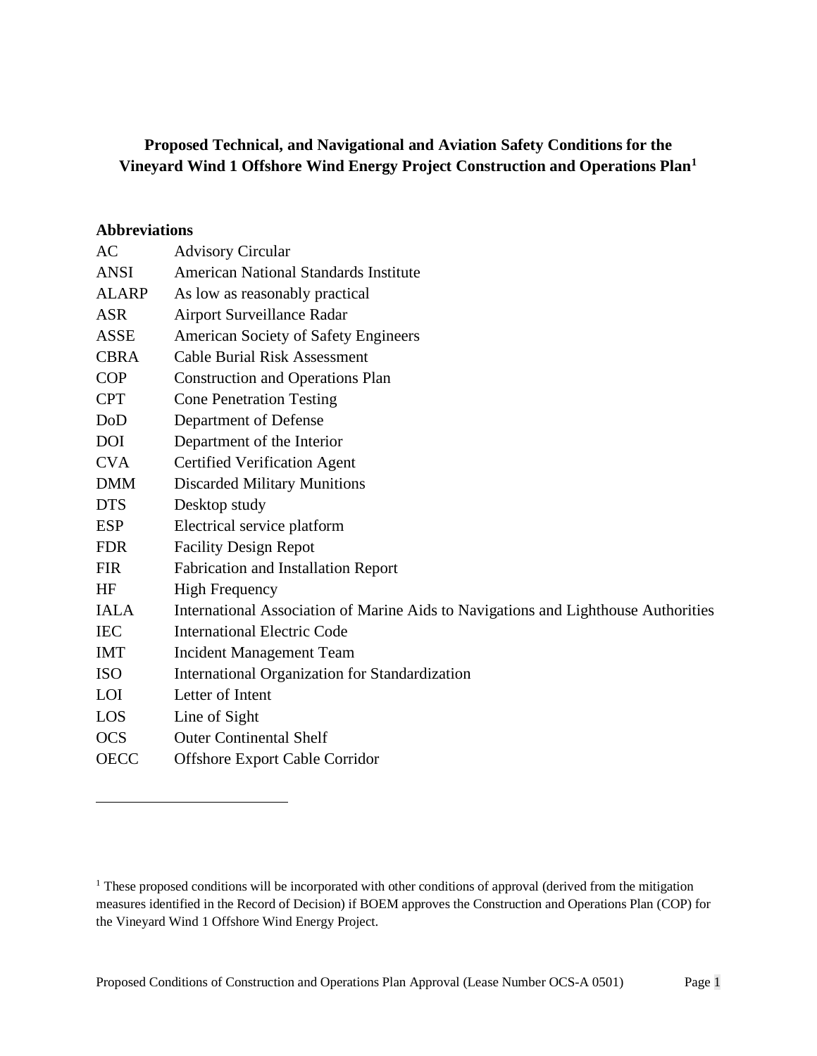# Proposed Technical, and Navigational and Aviation Safety Conditions for the Vineyard Wind 1 Offshore Wind Energy Project Construction and Operations Plan[1]

## Abbreviations

| | |
|---|---|
| AC | Advisory Circular |
| ANSI | American National Standards Institute |
| ALARP | As low as reasonably practical |
| ASR | Airport Surveillance Radar |
| ASSE | American Society of Safety Engineers |
| CBRA | Cable Burial Risk Assessment |
| COP | Construction and Operations Plan |
| CPT | Cone Penetration Testing |
| DoD | Department of Defense |
| DOI | Department of the Interior |
| CVA | Certified Verification Agent |
| DMM | Discarded Military Munitions |
| DTS | Desktop study |
| ESP | Electrical service platform |
| FDR | Facility Design Repot |
| FIR | Fabrication and Installation Report |
| HF | High Frequency |
| IALA | International Association of Marine Aids to Navigations and Lighthouse Authorities |
| IEC | International Electric Code |
| IMT | Incident Management Team |
| ISO | International Organization for Standardization |
| LOI | Letter of Intent |
| LOS | Line of Sight |
| OCS | Outer Continental Shelf |
| OECC | Offshore Export Cable Corridor |

[1] These proposed conditions will be incorporated with other conditions of approval (derived from the mitigation measures identified in the Record of Decision) if BOEM approves the Construction and Operations Plan (COP) for the Vineyard Wind 1 Offshore Wind Energy Project.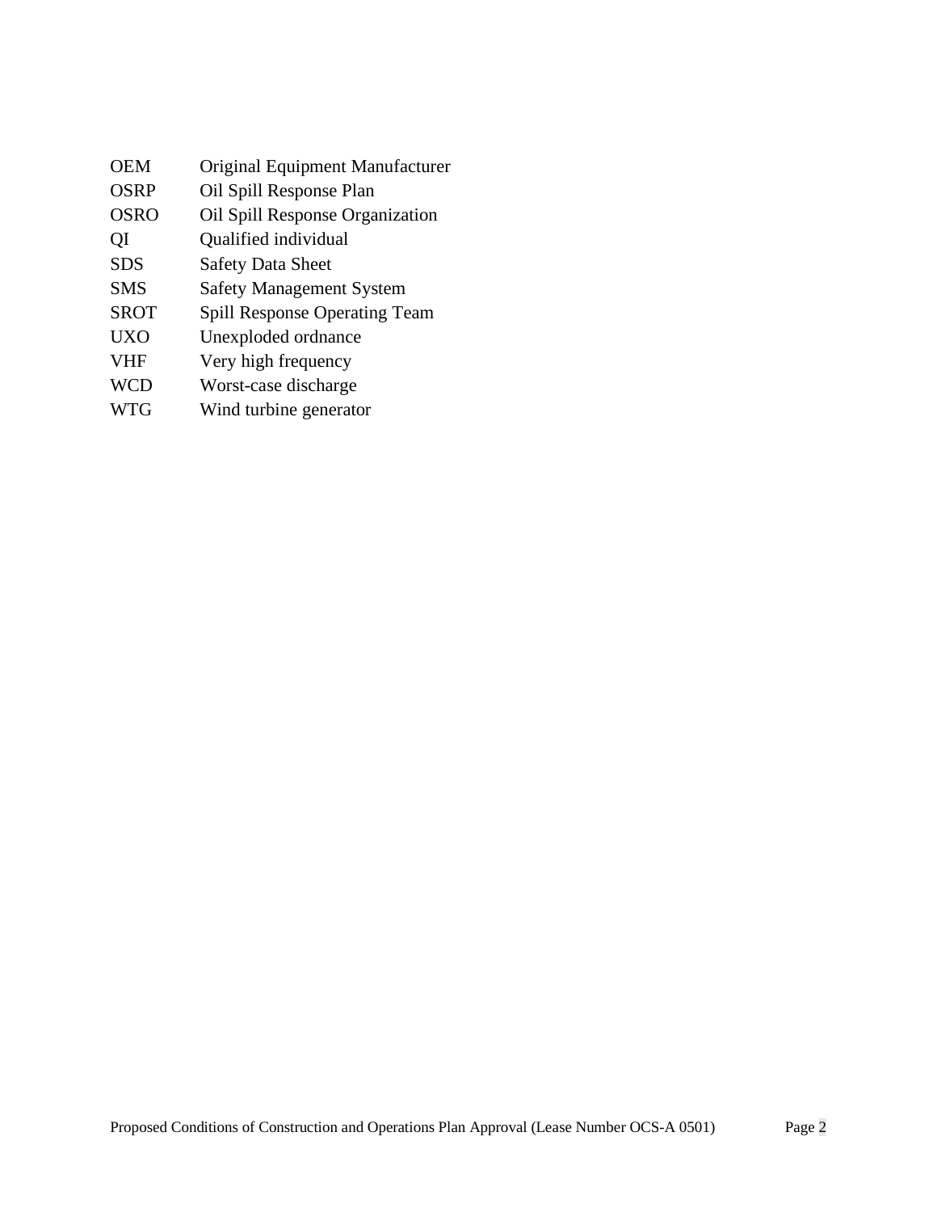| | |
|---|---|
| OEM | Original Equipment Manufacturer |
| OSRP | Oil Spill Response Plan |
| OSRO | Oil Spill Response Organization |
| QI | Qualified individual |
| SDS | Safety Data Sheet |
| SMS | Safety Management System |
| SROT | Spill Response Operating Team |
| UXO | Unexploded ordnance |
| VHF | Very high frequency |
| WCD | Worst-case discharge |
| WTG | Wind turbine generator |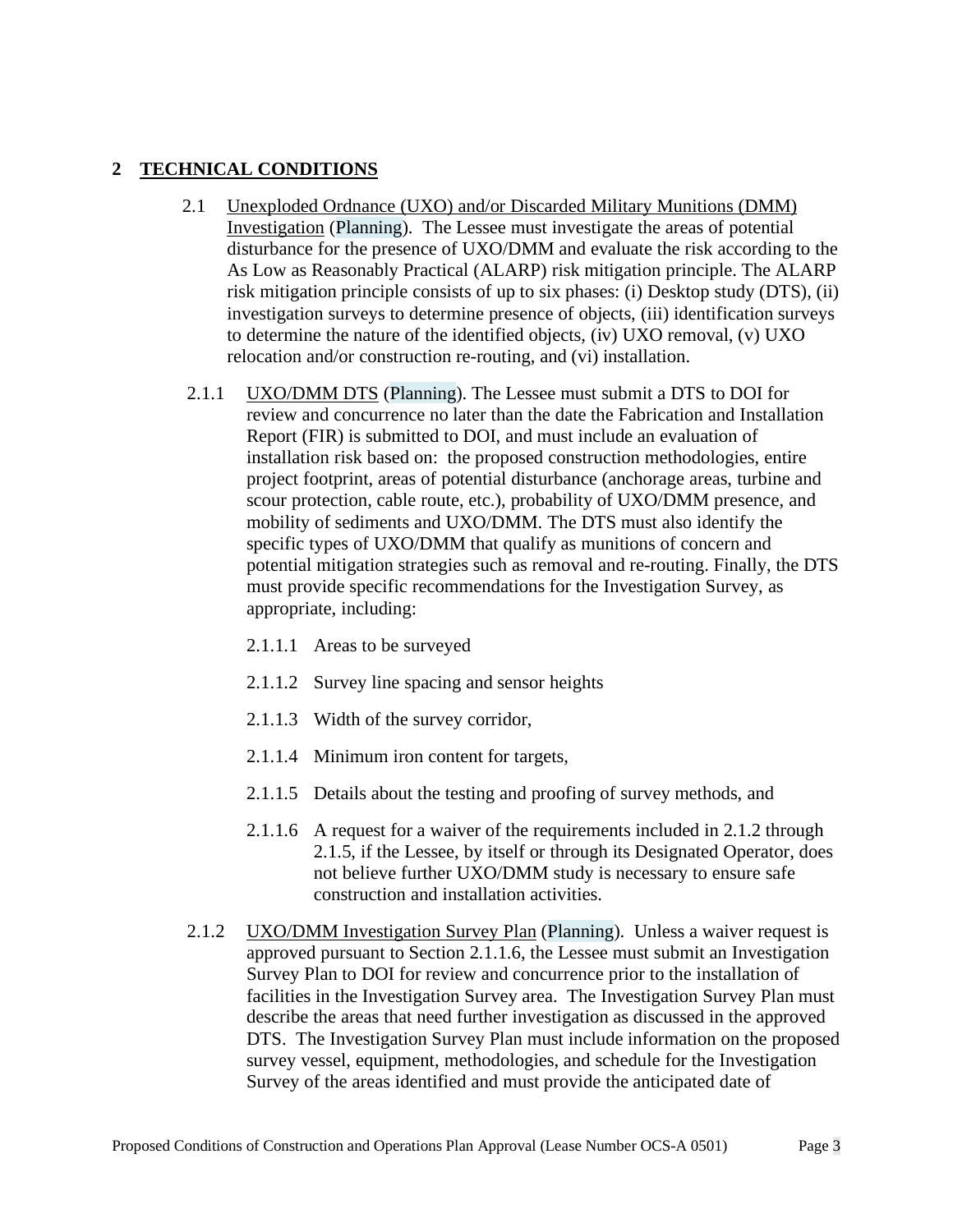## 2 TECHNICAL CONDITIONS

2.1 Unexploded Ordnance (UXO) and/or Discarded Military Munitions (DMM) Investigation (Planning). The Lessee must investigate the areas of potential disturbance for the presence of UXO/DMM and evaluate the risk according to the As Low as Reasonably Practical (ALARP) risk mitigation principle. The ALARP risk mitigation principle consists of up to six phases: (i) Desktop study (DTS), (ii) investigation surveys to determine presence of objects, (iii) identification surveys to determine the nature of the identified objects, (iv) UXO removal, (v) UXO relocation and/or construction re-routing, and (vi) installation.

2.1.1 UXO/DMM DTS (Planning). The Lessee must submit a DTS to DOI for review and concurrence no later than the date the Fabrication and Installation Report (FIR) is submitted to DOI, and must include an evaluation of installation risk based on: the proposed construction methodologies, entire project footprint, areas of potential disturbance (anchorage areas, turbine and scour protection, cable route, etc.), probability of UXO/DMM presence, and mobility of sediments and UXO/DMM. The DTS must also identify the specific types of UXO/DMM that qualify as munitions of concern and potential mitigation strategies such as removal and re-routing. Finally, the DTS must provide specific recommendations for the Investigation Survey, as appropriate, including:

2.1.1.1 Areas to be surveyed

2.1.1.2 Survey line spacing and sensor heights

2.1.1.3 Width of the survey corridor,

2.1.1.4 Minimum iron content for targets,

2.1.1.5 Details about the testing and proofing of survey methods, and

2.1.1.6 A request for a waiver of the requirements included in 2.1.2 through 2.1.5, if the Lessee, by itself or through its Designated Operator, does not believe further UXO/DMM study is necessary to ensure safe construction and installation activities.

2.1.2 UXO/DMM Investigation Survey Plan (Planning). Unless a waiver request is approved pursuant to Section 2.1.1.6, the Lessee must submit an Investigation Survey Plan to DOI for review and concurrence prior to the installation of facilities in the Investigation Survey area. The Investigation Survey Plan must describe the areas that need further investigation as discussed in the approved DTS. The Investigation Survey Plan must include information on the proposed survey vessel, equipment, methodologies, and schedule for the Investigation Survey of the areas identified and must provide the anticipated date of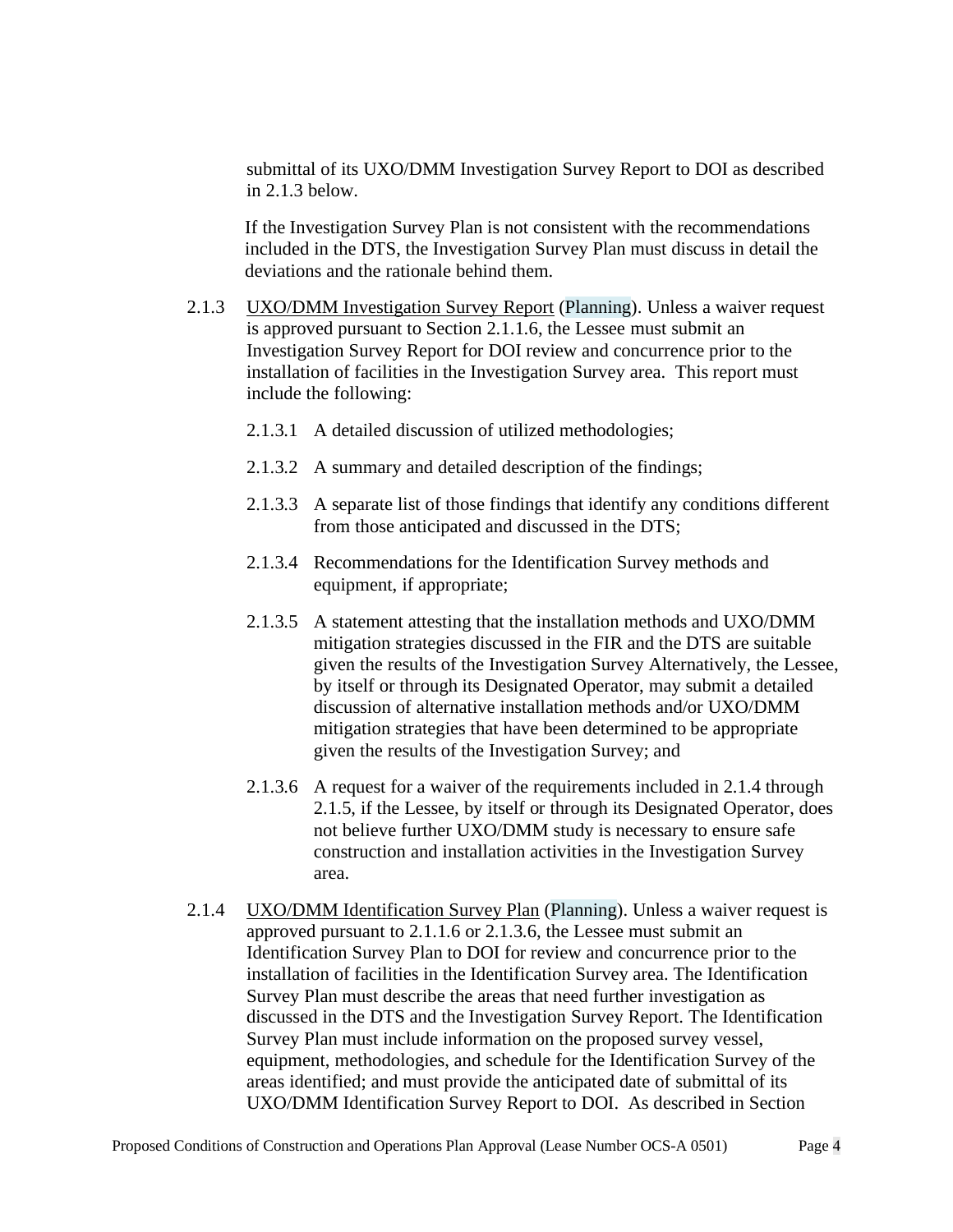submittal of its UXO/DMM Investigation Survey Report to DOI as described in 2.1.3 below.

If the Investigation Survey Plan is not consistent with the recommendations included in the DTS, the Investigation Survey Plan must discuss in detail the deviations and the rationale behind them.

2.1.3 <u>UXO/DMM Investigation Survey Report</u> (Planning). Unless a waiver request is approved pursuant to Section 2.1.1.6, the Lessee must submit an Investigation Survey Report for DOI review and concurrence prior to the installation of facilities in the Investigation Survey area. This report must include the following:

2.1.3.1 A detailed discussion of utilized methodologies;

2.1.3.2 A summary and detailed description of the findings;

2.1.3.3 A separate list of those findings that identify any conditions different from those anticipated and discussed in the DTS;

2.1.3.4 Recommendations for the Identification Survey methods and equipment, if appropriate;

2.1.3.5 A statement attesting that the installation methods and UXO/DMM mitigation strategies discussed in the FIR and the DTS are suitable given the results of the Investigation Survey Alternatively, the Lessee, by itself or through its Designated Operator, may submit a detailed discussion of alternative installation methods and/or UXO/DMM mitigation strategies that have been determined to be appropriate given the results of the Investigation Survey; and

2.1.3.6 A request for a waiver of the requirements included in 2.1.4 through 2.1.5, if the Lessee, by itself or through its Designated Operator, does not believe further UXO/DMM study is necessary to ensure safe construction and installation activities in the Investigation Survey area.

2.1.4 <u>UXO/DMM Identification Survey Plan</u> (Planning). Unless a waiver request is approved pursuant to 2.1.1.6 or 2.1.3.6, the Lessee must submit an Identification Survey Plan to DOI for review and concurrence prior to the installation of facilities in the Identification Survey area. The Identification Survey Plan must describe the areas that need further investigation as discussed in the DTS and the Investigation Survey Report. The Identification Survey Plan must include information on the proposed survey vessel, equipment, methodologies, and schedule for the Identification Survey of the areas identified; and must provide the anticipated date of submittal of its UXO/DMM Identification Survey Report to DOI. As described in Section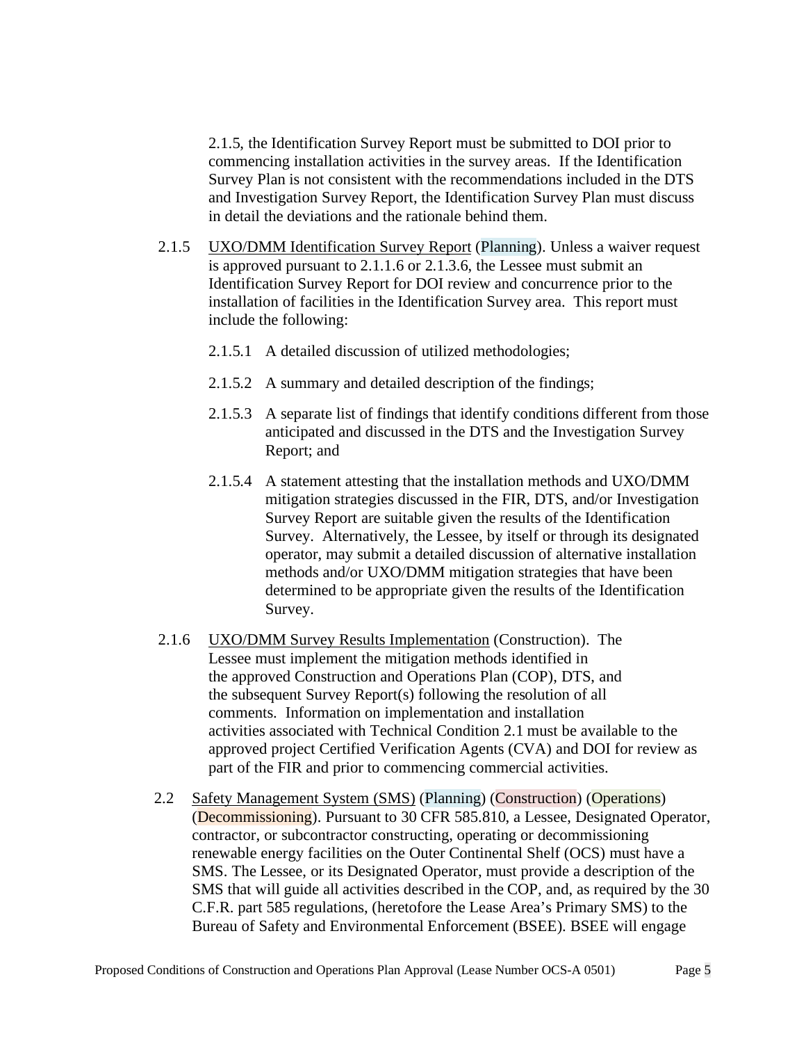2.1.5, the Identification Survey Report must be submitted to DOI prior to commencing installation activities in the survey areas. If the Identification Survey Plan is not consistent with the recommendations included in the DTS and Investigation Survey Report, the Identification Survey Plan must discuss in detail the deviations and the rationale behind them.

2.1.5 UXO/DMM Identification Survey Report (Planning). Unless a waiver request is approved pursuant to 2.1.1.6 or 2.1.3.6, the Lessee must submit an Identification Survey Report for DOI review and concurrence prior to the installation of facilities in the Identification Survey area. This report must include the following:

2.1.5.1 A detailed discussion of utilized methodologies;

2.1.5.2 A summary and detailed description of the findings;

2.1.5.3 A separate list of findings that identify conditions different from those anticipated and discussed in the DTS and the Investigation Survey Report; and

2.1.5.4 A statement attesting that the installation methods and UXO/DMM mitigation strategies discussed in the FIR, DTS, and/or Investigation Survey Report are suitable given the results of the Identification Survey. Alternatively, the Lessee, by itself or through its designated operator, may submit a detailed discussion of alternative installation methods and/or UXO/DMM mitigation strategies that have been determined to be appropriate given the results of the Identification Survey.

2.1.6 UXO/DMM Survey Results Implementation (Construction). The Lessee must implement the mitigation methods identified in the approved Construction and Operations Plan (COP), DTS, and the subsequent Survey Report(s) following the resolution of all comments. Information on implementation and installation activities associated with Technical Condition 2.1 must be available to the approved project Certified Verification Agents (CVA) and DOI for review as part of the FIR and prior to commencing commercial activities.

2.2 Safety Management System (SMS) (Planning) (Construction) (Operations) (Decommissioning). Pursuant to 30 CFR 585.810, a Lessee, Designated Operator, contractor, or subcontractor constructing, operating or decommissioning renewable energy facilities on the Outer Continental Shelf (OCS) must have a SMS. The Lessee, or its Designated Operator, must provide a description of the SMS that will guide all activities described in the COP, and, as required by the 30 C.F.R. part 585 regulations, (heretofore the Lease Area's Primary SMS) to the Bureau of Safety and Environmental Enforcement (BSEE). BSEE will engage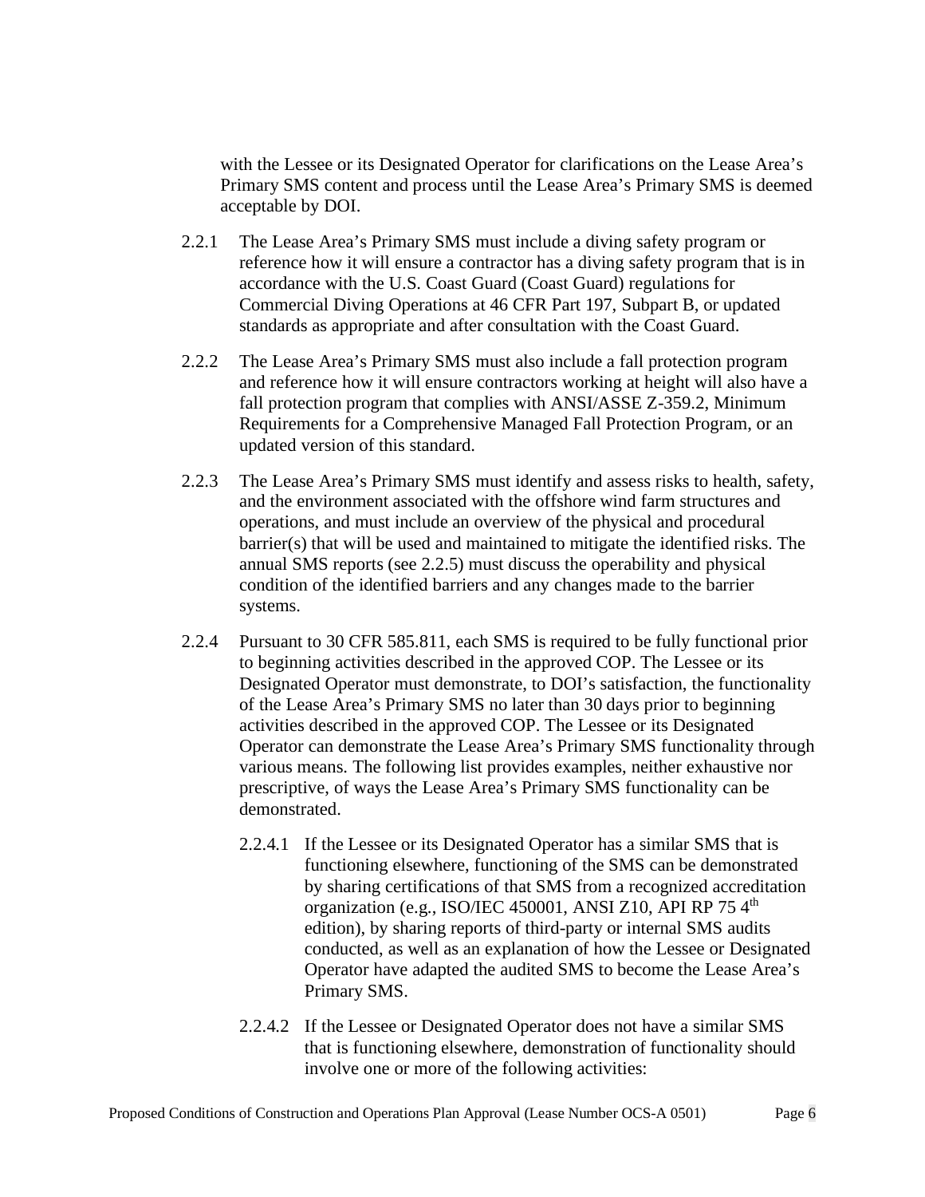with the Lessee or its Designated Operator for clarifications on the Lease Area's Primary SMS content and process until the Lease Area's Primary SMS is deemed acceptable by DOI.

2.2.1 The Lease Area's Primary SMS must include a diving safety program or reference how it will ensure a contractor has a diving safety program that is in accordance with the U.S. Coast Guard (Coast Guard) regulations for Commercial Diving Operations at 46 CFR Part 197, Subpart B, or updated standards as appropriate and after consultation with the Coast Guard.

2.2.2 The Lease Area's Primary SMS must also include a fall protection program and reference how it will ensure contractors working at height will also have a fall protection program that complies with ANSI/ASSE Z-359.2, Minimum Requirements for a Comprehensive Managed Fall Protection Program, or an updated version of this standard.

2.2.3 The Lease Area's Primary SMS must identify and assess risks to health, safety, and the environment associated with the offshore wind farm structures and operations, and must include an overview of the physical and procedural barrier(s) that will be used and maintained to mitigate the identified risks. The annual SMS reports (see 2.2.5) must discuss the operability and physical condition of the identified barriers and any changes made to the barrier systems.

2.2.4 Pursuant to 30 CFR 585.811, each SMS is required to be fully functional prior to beginning activities described in the approved COP. The Lessee or its Designated Operator must demonstrate, to DOI's satisfaction, the functionality of the Lease Area's Primary SMS no later than 30 days prior to beginning activities described in the approved COP. The Lessee or its Designated Operator can demonstrate the Lease Area's Primary SMS functionality through various means. The following list provides examples, neither exhaustive nor prescriptive, of ways the Lease Area's Primary SMS functionality can be demonstrated.

2.2.4.1 If the Lessee or its Designated Operator has a similar SMS that is functioning elsewhere, functioning of the SMS can be demonstrated by sharing certifications of that SMS from a recognized accreditation organization (e.g., ISO/IEC 450001, ANSI Z10, API RP 75 4th edition), by sharing reports of third-party or internal SMS audits conducted, as well as an explanation of how the Lessee or Designated Operator have adapted the audited SMS to become the Lease Area's Primary SMS.

2.2.4.2 If the Lessee or Designated Operator does not have a similar SMS that is functioning elsewhere, demonstration of functionality should involve one or more of the following activities: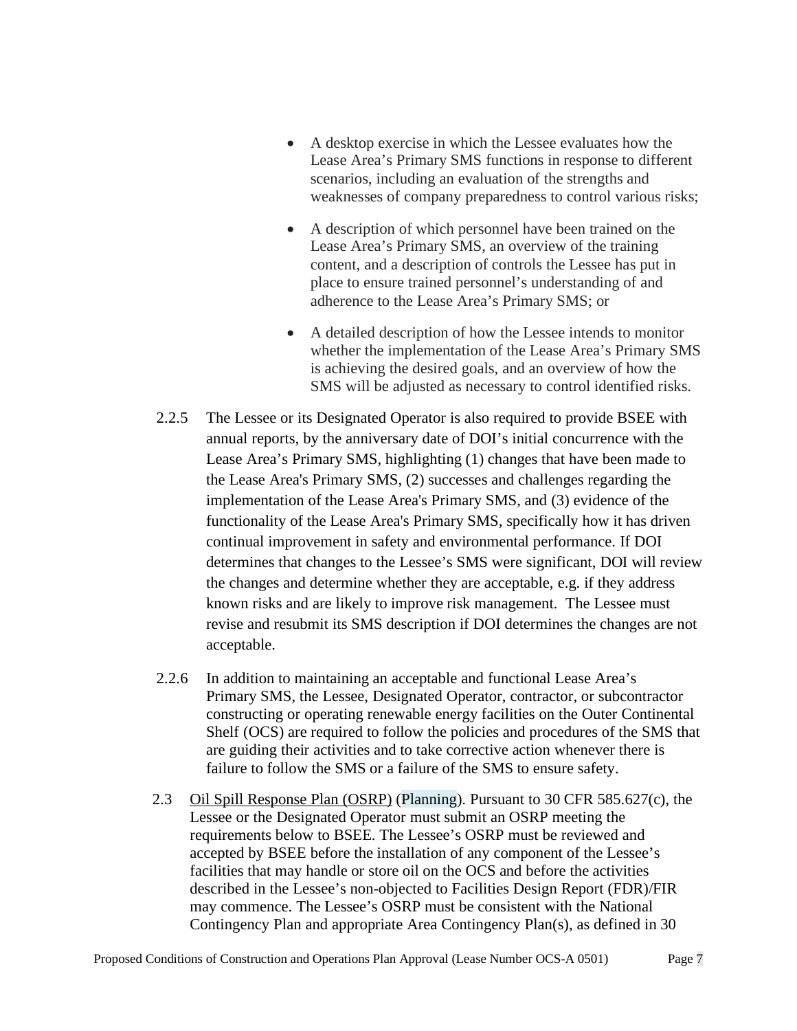- A desktop exercise in which the Lessee evaluates how the Lease Area's Primary SMS functions in response to different scenarios, including an evaluation of the strengths and weaknesses of company preparedness to control various risks;
- A description of which personnel have been trained on the Lease Area's Primary SMS, an overview of the training content, and a description of controls the Lessee has put in place to ensure trained personnel's understanding of and adherence to the Lease Area's Primary SMS; or
- A detailed description of how the Lessee intends to monitor whether the implementation of the Lease Area's Primary SMS is achieving the desired goals, and an overview of how the SMS will be adjusted as necessary to control identified risks.

2.2.5 The Lessee or its Designated Operator is also required to provide BSEE with annual reports, by the anniversary date of DOI's initial concurrence with the Lease Area's Primary SMS, highlighting (1) changes that have been made to the Lease Area's Primary SMS, (2) successes and challenges regarding the implementation of the Lease Area's Primary SMS, and (3) evidence of the functionality of the Lease Area's Primary SMS, specifically how it has driven continual improvement in safety and environmental performance. If DOI determines that changes to the Lessee's SMS were significant, DOI will review the changes and determine whether they are acceptable, e.g. if they address known risks and are likely to improve risk management. The Lessee must revise and resubmit its SMS description if DOI determines the changes are not acceptable.

2.2.6 In addition to maintaining an acceptable and functional Lease Area's Primary SMS, the Lessee, Designated Operator, contractor, or subcontractor constructing or operating renewable energy facilities on the Outer Continental Shelf (OCS) are required to follow the policies and procedures of the SMS that are guiding their activities and to take corrective action whenever there is failure to follow the SMS or a failure of the SMS to ensure safety.

2.3 Oil Spill Response Plan (OSRP) (Planning). Pursuant to 30 CFR 585.627(c), the Lessee or the Designated Operator must submit an OSRP meeting the requirements below to BSEE. The Lessee's OSRP must be reviewed and accepted by BSEE before the installation of any component of the Lessee's facilities that may handle or store oil on the OCS and before the activities described in the Lessee's non-objected to Facilities Design Report (FDR)/FIR may commence. The Lessee's OSRP must be consistent with the National Contingency Plan and appropriate Area Contingency Plan(s), as defined in 30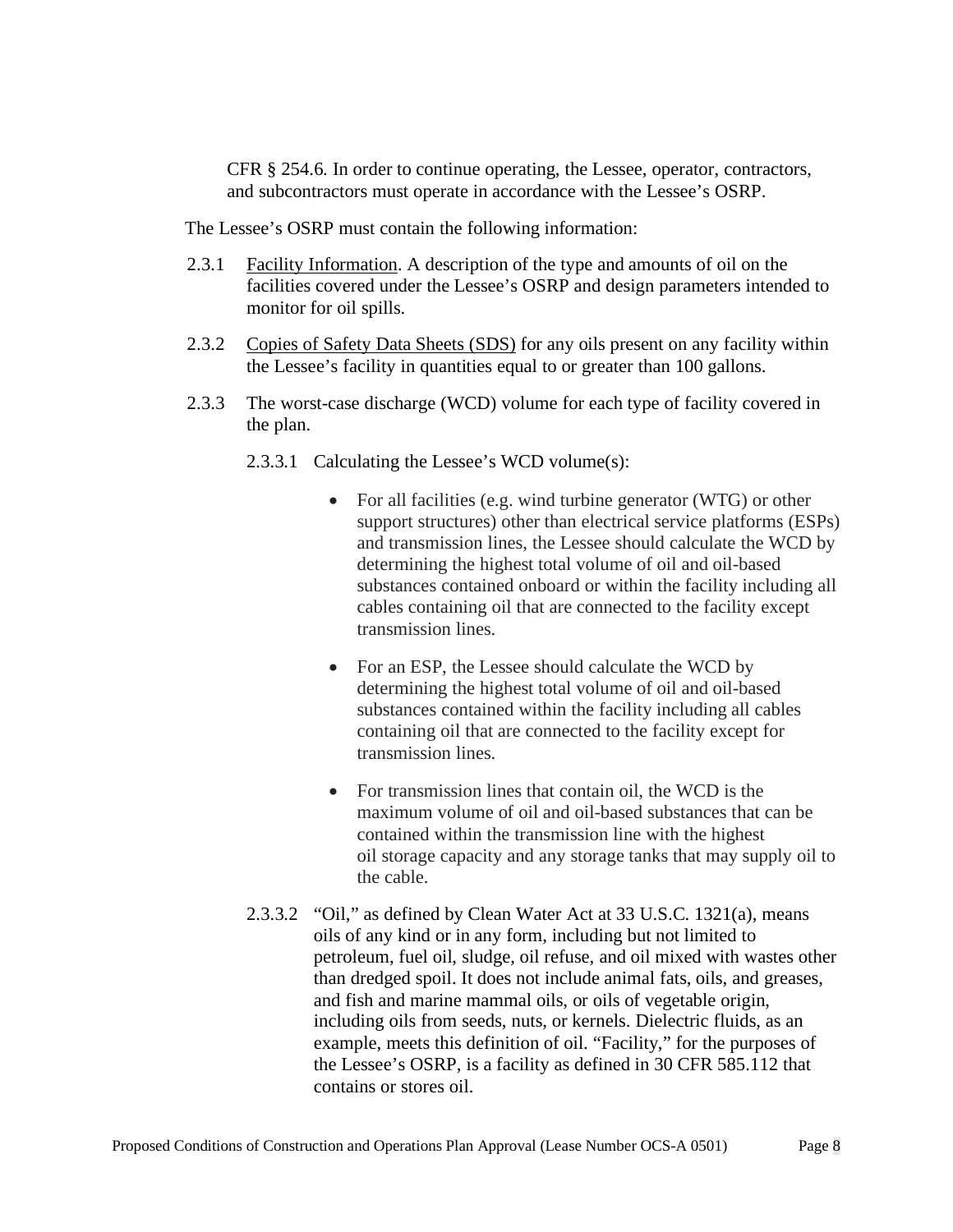CFR § 254.6. In order to continue operating, the Lessee, operator, contractors, and subcontractors must operate in accordance with the Lessee's OSRP.

The Lessee's OSRP must contain the following information:

2.3.1 Facility Information. A description of the type and amounts of oil on the facilities covered under the Lessee's OSRP and design parameters intended to monitor for oil spills.

2.3.2 Copies of Safety Data Sheets (SDS) for any oils present on any facility within the Lessee's facility in quantities equal to or greater than 100 gallons.

2.3.3 The worst-case discharge (WCD) volume for each type of facility covered in the plan.

2.3.3.1 Calculating the Lessee's WCD volume(s):

- For all facilities (e.g. wind turbine generator (WTG) or other support structures) other than electrical service platforms (ESPs) and transmission lines, the Lessee should calculate the WCD by determining the highest total volume of oil and oil-based substances contained onboard or within the facility including all cables containing oil that are connected to the facility except transmission lines.

- For an ESP, the Lessee should calculate the WCD by determining the highest total volume of oil and oil-based substances contained within the facility including all cables containing oil that are connected to the facility except for transmission lines.

- For transmission lines that contain oil, the WCD is the maximum volume of oil and oil-based substances that can be contained within the transmission line with the highest oil storage capacity and any storage tanks that may supply oil to the cable.

2.3.3.2 "Oil," as defined by Clean Water Act at 33 U.S.C. 1321(a), means oils of any kind or in any form, including but not limited to petroleum, fuel oil, sludge, oil refuse, and oil mixed with wastes other than dredged spoil. It does not include animal fats, oils, and greases, and fish and marine mammal oils, or oils of vegetable origin, including oils from seeds, nuts, or kernels. Dielectric fluids, as an example, meets this definition of oil. "Facility," for the purposes of the Lessee's OSRP, is a facility as defined in 30 CFR 585.112 that contains or stores oil.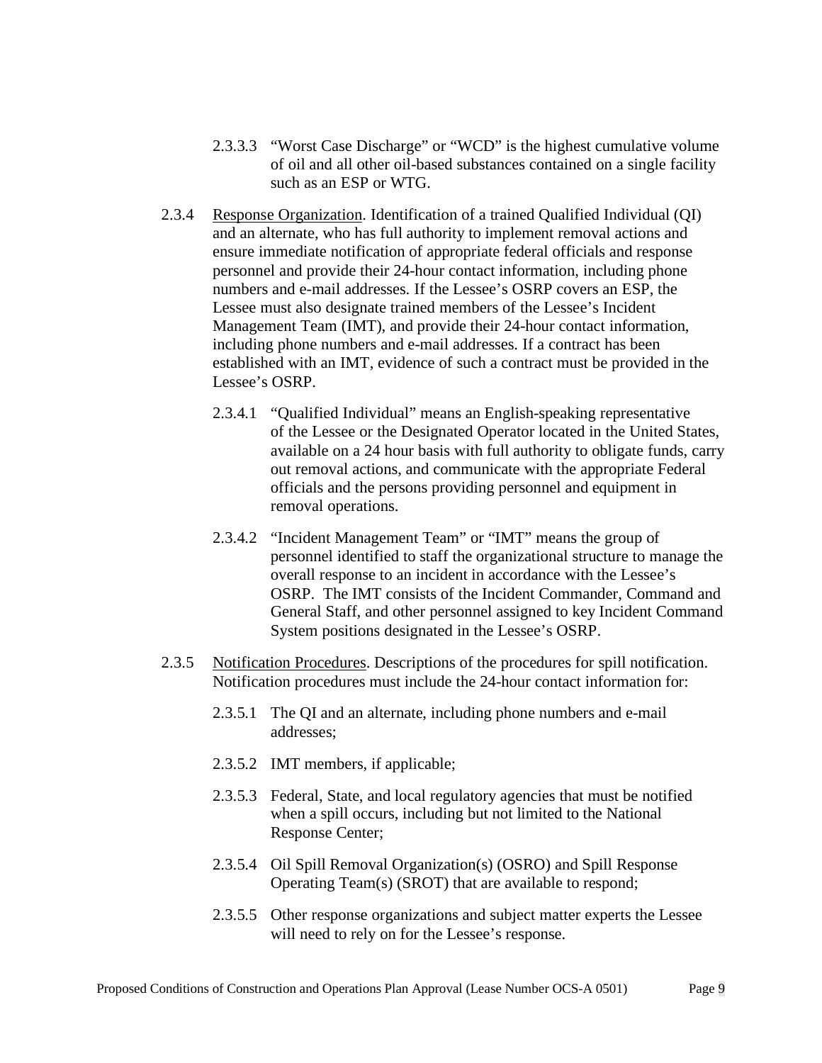2.3.3.3 "Worst Case Discharge" or "WCD" is the highest cumulative volume of oil and all other oil-based substances contained on a single facility such as an ESP or WTG.

2.3.4 Response Organization. Identification of a trained Qualified Individual (QI) and an alternate, who has full authority to implement removal actions and ensure immediate notification of appropriate federal officials and response personnel and provide their 24-hour contact information, including phone numbers and e-mail addresses. If the Lessee's OSRP covers an ESP, the Lessee must also designate trained members of the Lessee's Incident Management Team (IMT), and provide their 24-hour contact information, including phone numbers and e-mail addresses. If a contract has been established with an IMT, evidence of such a contract must be provided in the Lessee's OSRP.

2.3.4.1 "Qualified Individual" means an English-speaking representative of the Lessee or the Designated Operator located in the United States, available on a 24 hour basis with full authority to obligate funds, carry out removal actions, and communicate with the appropriate Federal officials and the persons providing personnel and equipment in removal operations.

2.3.4.2 "Incident Management Team" or "IMT" means the group of personnel identified to staff the organizational structure to manage the overall response to an incident in accordance with the Lessee's OSRP. The IMT consists of the Incident Commander, Command and General Staff, and other personnel assigned to key Incident Command System positions designated in the Lessee's OSRP.

2.3.5 Notification Procedures. Descriptions of the procedures for spill notification. Notification procedures must include the 24-hour contact information for:

2.3.5.1 The QI and an alternate, including phone numbers and e-mail addresses;

2.3.5.2 IMT members, if applicable;

2.3.5.3 Federal, State, and local regulatory agencies that must be notified when a spill occurs, including but not limited to the National Response Center;

2.3.5.4 Oil Spill Removal Organization(s) (OSRO) and Spill Response Operating Team(s) (SROT) that are available to respond;

2.3.5.5 Other response organizations and subject matter experts the Lessee will need to rely on for the Lessee's response.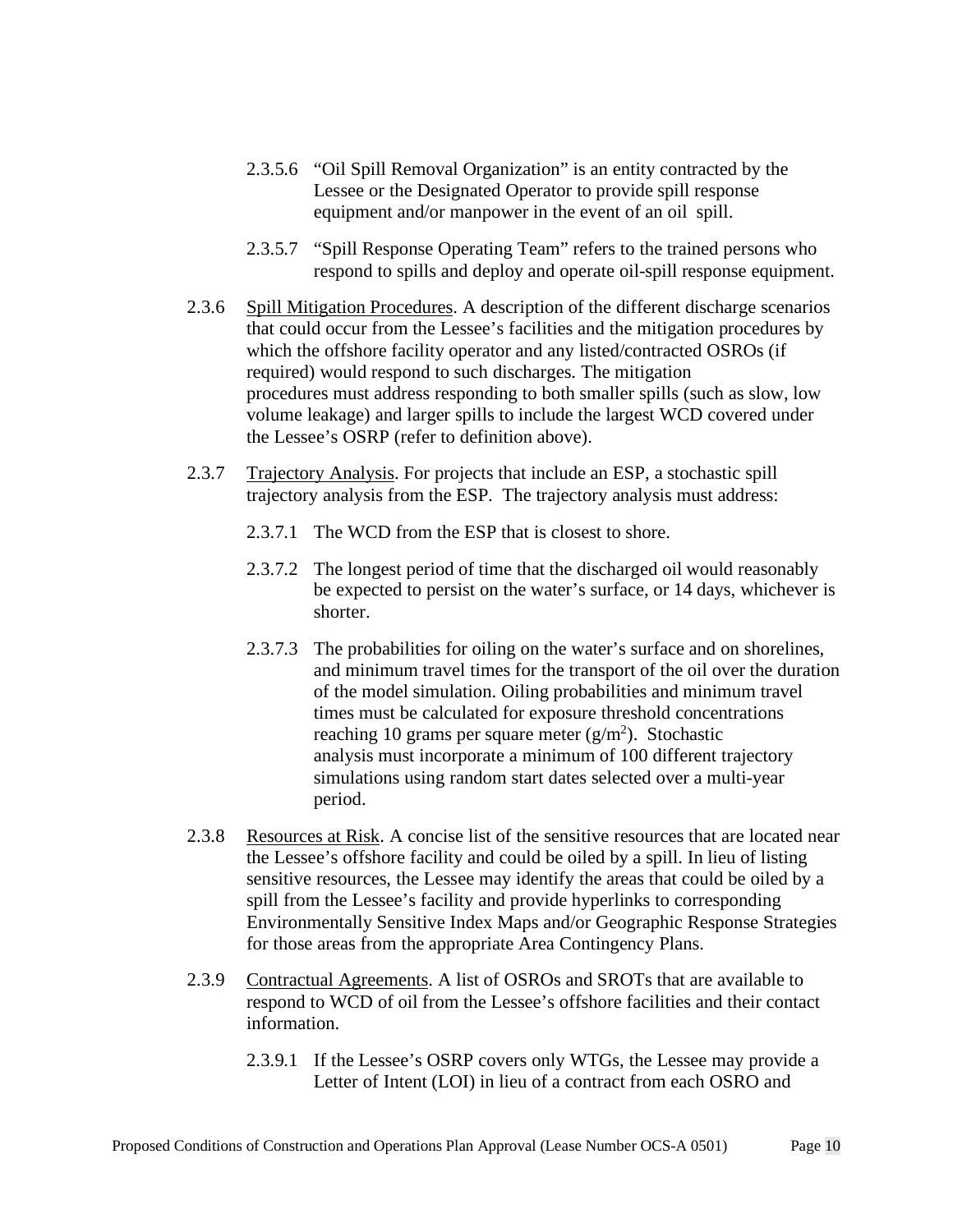2.3.5.6 "Oil Spill Removal Organization" is an entity contracted by the Lessee or the Designated Operator to provide spill response equipment and/or manpower in the event of an oil spill.

2.3.5.7 "Spill Response Operating Team" refers to the trained persons who respond to spills and deploy and operate oil-spill response equipment.

2.3.6 Spill Mitigation Procedures. A description of the different discharge scenarios that could occur from the Lessee's facilities and the mitigation procedures by which the offshore facility operator and any listed/contracted OSROs (if required) would respond to such discharges. The mitigation procedures must address responding to both smaller spills (such as slow, low volume leakage) and larger spills to include the largest WCD covered under the Lessee's OSRP (refer to definition above).

2.3.7 Trajectory Analysis. For projects that include an ESP, a stochastic spill trajectory analysis from the ESP. The trajectory analysis must address:

2.3.7.1 The WCD from the ESP that is closest to shore.

2.3.7.2 The longest period of time that the discharged oil would reasonably be expected to persist on the water's surface, or 14 days, whichever is shorter.

2.3.7.3 The probabilities for oiling on the water's surface and on shorelines, and minimum travel times for the transport of the oil over the duration of the model simulation. Oiling probabilities and minimum travel times must be calculated for exposure threshold concentrations reaching 10 grams per square meter ($g/m^2$). Stochastic analysis must incorporate a minimum of 100 different trajectory simulations using random start dates selected over a multi-year period.

2.3.8 Resources at Risk. A concise list of the sensitive resources that are located near the Lessee's offshore facility and could be oiled by a spill. In lieu of listing sensitive resources, the Lessee may identify the areas that could be oiled by a spill from the Lessee's facility and provide hyperlinks to corresponding Environmentally Sensitive Index Maps and/or Geographic Response Strategies for those areas from the appropriate Area Contingency Plans.

2.3.9 Contractual Agreements. A list of OSROs and SROTs that are available to respond to WCD of oil from the Lessee's offshore facilities and their contact information.

2.3.9.1 If the Lessee's OSRP covers only WTGs, the Lessee may provide a Letter of Intent (LOI) in lieu of a contract from each OSRO and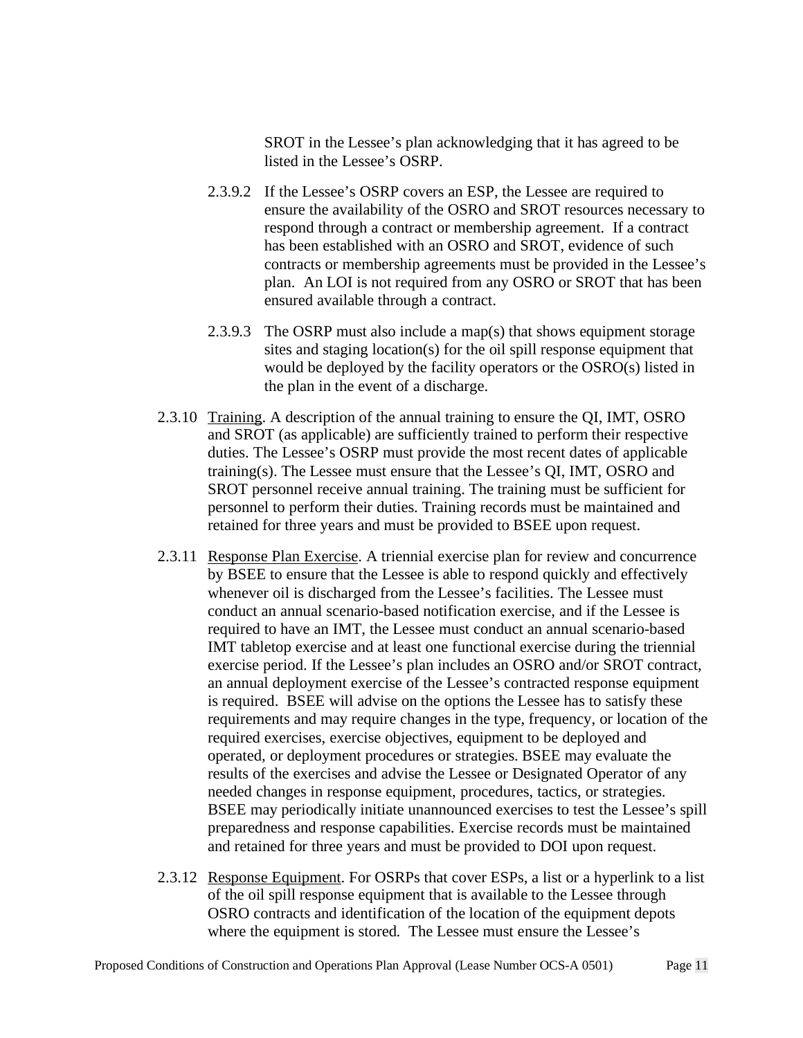SROT in the Lessee's plan acknowledging that it has agreed to be listed in the Lessee's OSRP.

2.3.9.2 If the Lessee's OSRP covers an ESP, the Lessee are required to ensure the availability of the OSRO and SROT resources necessary to respond through a contract or membership agreement. If a contract has been established with an OSRO and SROT, evidence of such contracts or membership agreements must be provided in the Lessee's plan. An LOI is not required from any OSRO or SROT that has been ensured available through a contract.

2.3.9.3 The OSRP must also include a map(s) that shows equipment storage sites and staging location(s) for the oil spill response equipment that would be deployed by the facility operators or the OSRO(s) listed in the plan in the event of a discharge.

2.3.10 Training. A description of the annual training to ensure the QI, IMT, OSRO and SROT (as applicable) are sufficiently trained to perform their respective duties. The Lessee's OSRP must provide the most recent dates of applicable training(s). The Lessee must ensure that the Lessee's QI, IMT, OSRO and SROT personnel receive annual training. The training must be sufficient for personnel to perform their duties. Training records must be maintained and retained for three years and must be provided to BSEE upon request.

2.3.11 Response Plan Exercise. A triennial exercise plan for review and concurrence by BSEE to ensure that the Lessee is able to respond quickly and effectively whenever oil is discharged from the Lessee's facilities. The Lessee must conduct an annual scenario-based notification exercise, and if the Lessee is required to have an IMT, the Lessee must conduct an annual scenario-based IMT tabletop exercise and at least one functional exercise during the triennial exercise period. If the Lessee's plan includes an OSRO and/or SROT contract, an annual deployment exercise of the Lessee's contracted response equipment is required. BSEE will advise on the options the Lessee has to satisfy these requirements and may require changes in the type, frequency, or location of the required exercises, exercise objectives, equipment to be deployed and operated, or deployment procedures or strategies. BSEE may evaluate the results of the exercises and advise the Lessee or Designated Operator of any needed changes in response equipment, procedures, tactics, or strategies. BSEE may periodically initiate unannounced exercises to test the Lessee's spill preparedness and response capabilities. Exercise records must be maintained and retained for three years and must be provided to DOI upon request.

2.3.12 Response Equipment. For OSRPs that cover ESPs, a list or a hyperlink to a list of the oil spill response equipment that is available to the Lessee through OSRO contracts and identification of the location of the equipment depots where the equipment is stored. The Lessee must ensure the Lessee's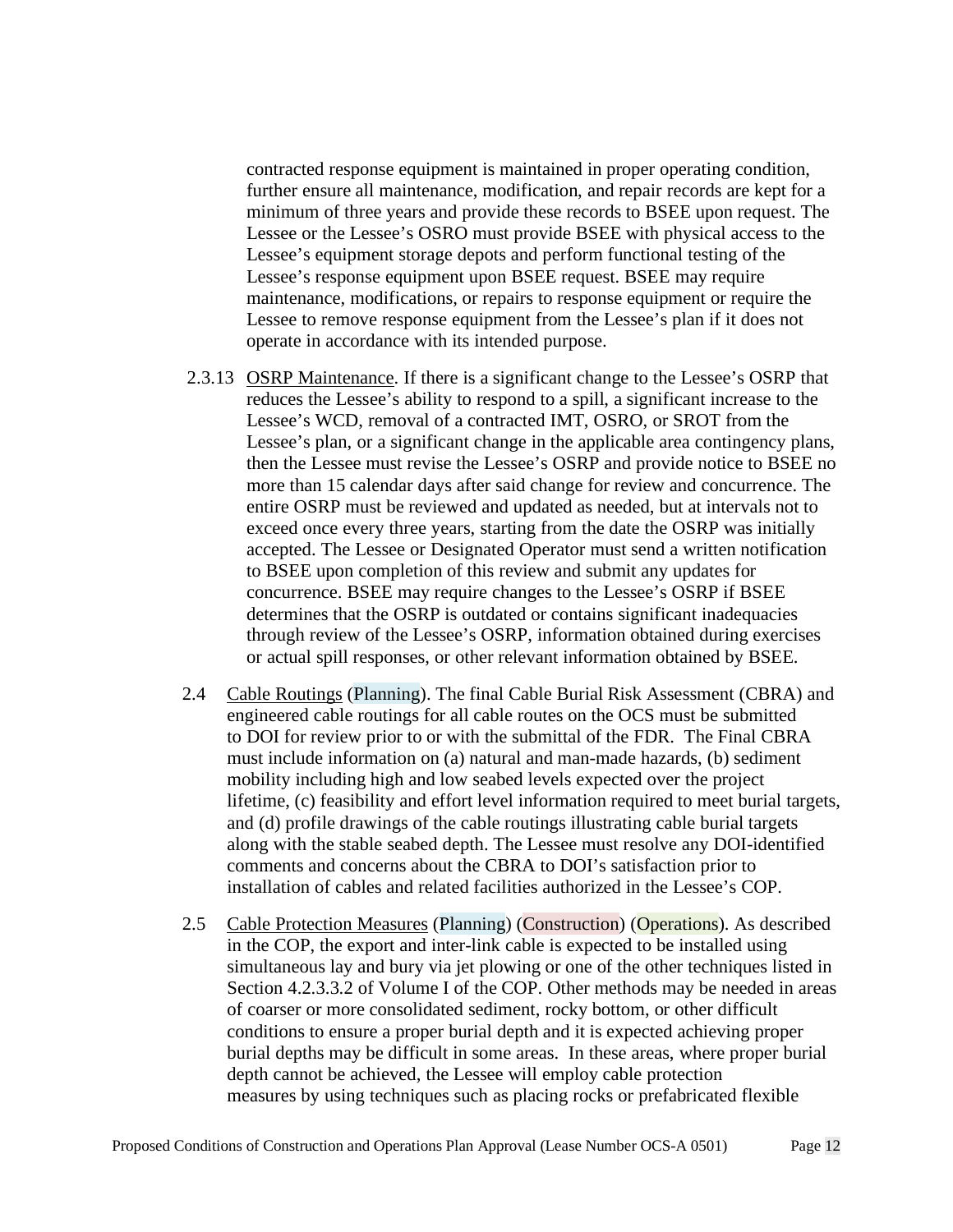contracted response equipment is maintained in proper operating condition, further ensure all maintenance, modification, and repair records are kept for a minimum of three years and provide these records to BSEE upon request. The Lessee or the Lessee's OSRO must provide BSEE with physical access to the Lessee's equipment storage depots and perform functional testing of the Lessee's response equipment upon BSEE request. BSEE may require maintenance, modifications, or repairs to response equipment or require the Lessee to remove response equipment from the Lessee's plan if it does not operate in accordance with its intended purpose.

2.3.13 OSRP Maintenance. If there is a significant change to the Lessee's OSRP that reduces the Lessee's ability to respond to a spill, a significant increase to the Lessee's WCD, removal of a contracted IMT, OSRO, or SROT from the Lessee's plan, or a significant change in the applicable area contingency plans, then the Lessee must revise the Lessee's OSRP and provide notice to BSEE no more than 15 calendar days after said change for review and concurrence. The entire OSRP must be reviewed and updated as needed, but at intervals not to exceed once every three years, starting from the date the OSRP was initially accepted. The Lessee or Designated Operator must send a written notification to BSEE upon completion of this review and submit any updates for concurrence. BSEE may require changes to the Lessee's OSRP if BSEE determines that the OSRP is outdated or contains significant inadequacies through review of the Lessee's OSRP, information obtained during exercises or actual spill responses, or other relevant information obtained by BSEE.

2.4 Cable Routings (Planning). The final Cable Burial Risk Assessment (CBRA) and engineered cable routings for all cable routes on the OCS must be submitted to DOI for review prior to or with the submittal of the FDR. The Final CBRA must include information on (a) natural and man-made hazards, (b) sediment mobility including high and low seabed levels expected over the project lifetime, (c) feasibility and effort level information required to meet burial targets, and (d) profile drawings of the cable routings illustrating cable burial targets along with the stable seabed depth. The Lessee must resolve any DOI-identified comments and concerns about the CBRA to DOI's satisfaction prior to installation of cables and related facilities authorized in the Lessee's COP.

2.5 Cable Protection Measures (Planning) (Construction) (Operations). As described in the COP, the export and inter-link cable is expected to be installed using simultaneous lay and bury via jet plowing or one of the other techniques listed in Section 4.2.3.3.2 of Volume I of the COP. Other methods may be needed in areas of coarser or more consolidated sediment, rocky bottom, or other difficult conditions to ensure a proper burial depth and it is expected achieving proper burial depths may be difficult in some areas. In these areas, where proper burial depth cannot be achieved, the Lessee will employ cable protection measures by using techniques such as placing rocks or prefabricated flexible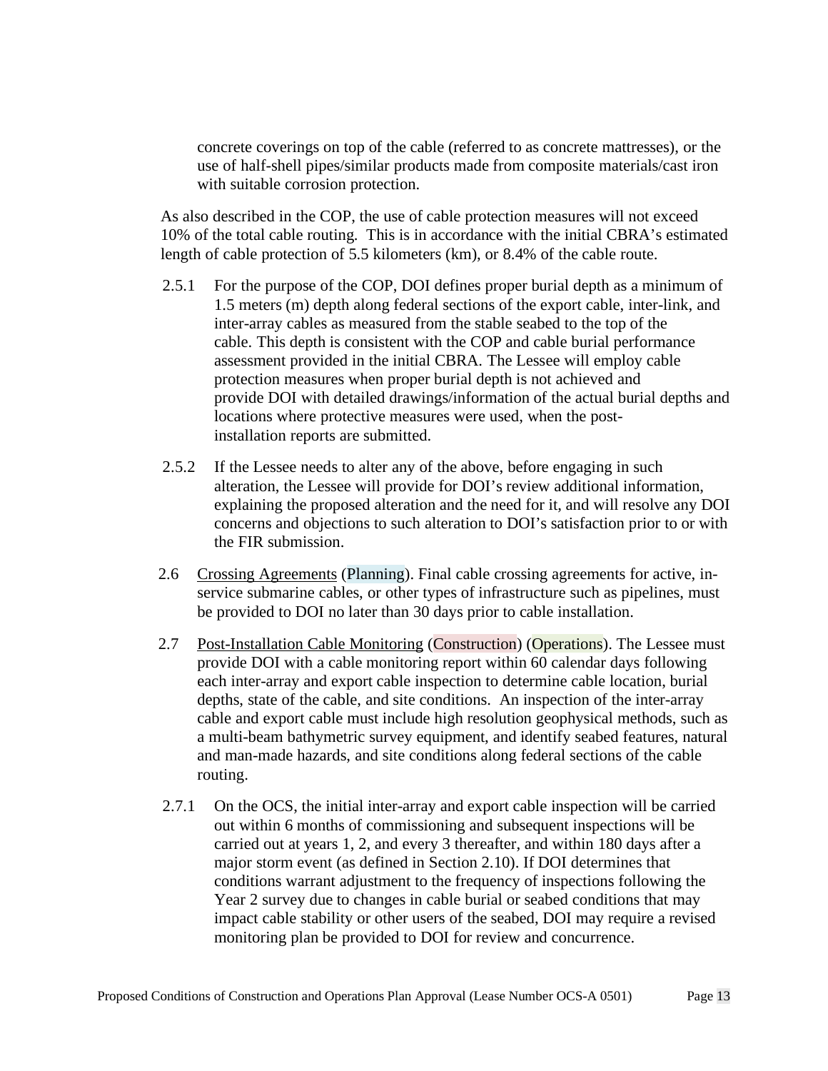concrete coverings on top of the cable (referred to as concrete mattresses), or the use of half-shell pipes/similar products made from composite materials/cast iron with suitable corrosion protection.

As also described in the COP, the use of cable protection measures will not exceed 10% of the total cable routing. This is in accordance with the initial CBRA's estimated length of cable protection of 5.5 kilometers (km), or 8.4% of the cable route.

2.5.1 For the purpose of the COP, DOI defines proper burial depth as a minimum of 1.5 meters (m) depth along federal sections of the export cable, inter-link, and inter-array cables as measured from the stable seabed to the top of the cable. This depth is consistent with the COP and cable burial performance assessment provided in the initial CBRA. The Lessee will employ cable protection measures when proper burial depth is not achieved and provide DOI with detailed drawings/information of the actual burial depths and locations where protective measures were used, when the post-installation reports are submitted.

2.5.2 If the Lessee needs to alter any of the above, before engaging in such alteration, the Lessee will provide for DOI's review additional information, explaining the proposed alteration and the need for it, and will resolve any DOI concerns and objections to such alteration to DOI's satisfaction prior to or with the FIR submission.

2.6 Crossing Agreements (Planning). Final cable crossing agreements for active, in-service submarine cables, or other types of infrastructure such as pipelines, must be provided to DOI no later than 30 days prior to cable installation.

2.7 Post-Installation Cable Monitoring (Construction) (Operations). The Lessee must provide DOI with a cable monitoring report within 60 calendar days following each inter-array and export cable inspection to determine cable location, burial depths, state of the cable, and site conditions. An inspection of the inter-array cable and export cable must include high resolution geophysical methods, such as a multi-beam bathymetric survey equipment, and identify seabed features, natural and man-made hazards, and site conditions along federal sections of the cable routing.

2.7.1 On the OCS, the initial inter-array and export cable inspection will be carried out within 6 months of commissioning and subsequent inspections will be carried out at years 1, 2, and every 3 thereafter, and within 180 days after a major storm event (as defined in Section 2.10). If DOI determines that conditions warrant adjustment to the frequency of inspections following the Year 2 survey due to changes in cable burial or seabed conditions that may impact cable stability or other users of the seabed, DOI may require a revised monitoring plan be provided to DOI for review and concurrence.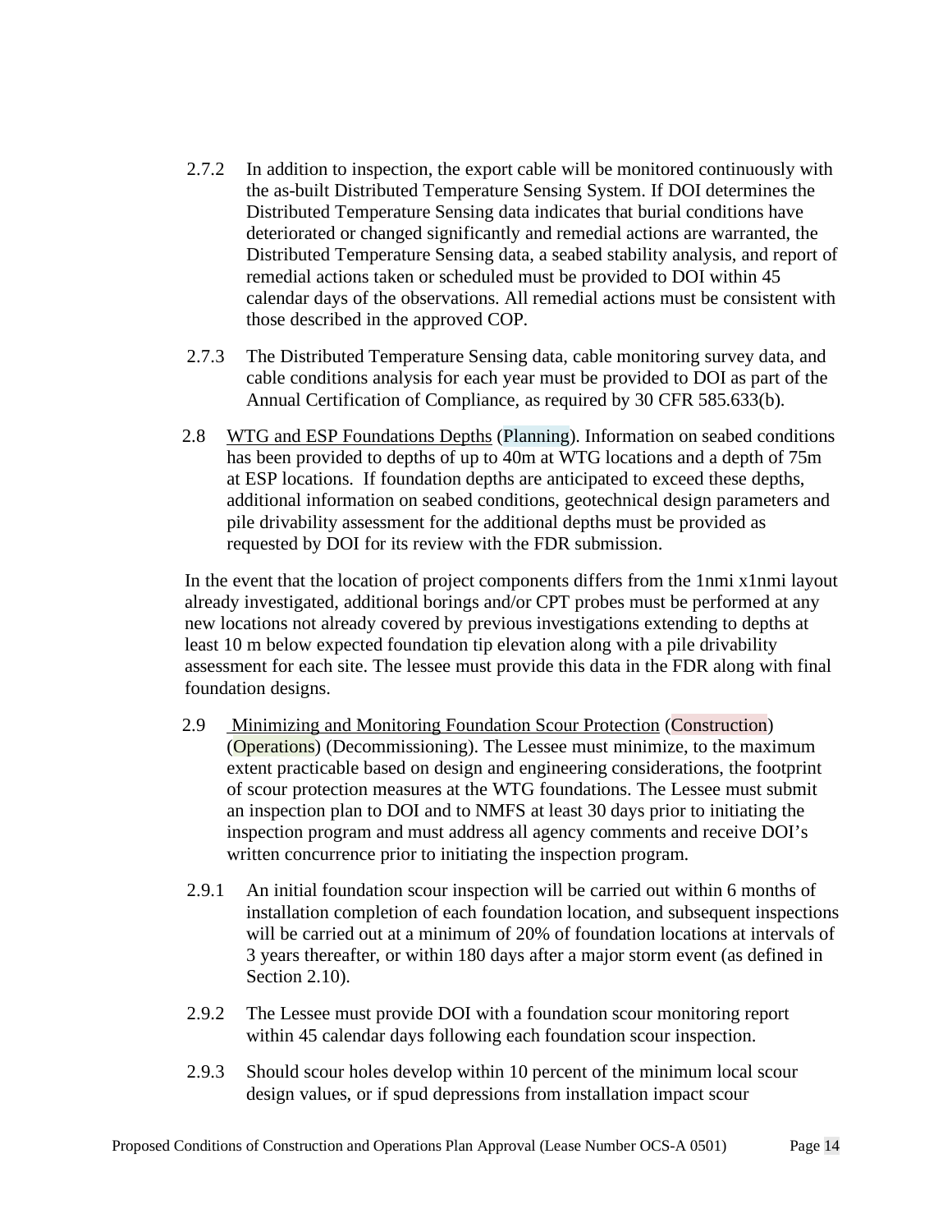2.7.2 In addition to inspection, the export cable will be monitored continuously with the as-built Distributed Temperature Sensing System. If DOI determines the Distributed Temperature Sensing data indicates that burial conditions have deteriorated or changed significantly and remedial actions are warranted, the Distributed Temperature Sensing data, a seabed stability analysis, and report of remedial actions taken or scheduled must be provided to DOI within 45 calendar days of the observations. All remedial actions must be consistent with those described in the approved COP.

2.7.3 The Distributed Temperature Sensing data, cable monitoring survey data, and cable conditions analysis for each year must be provided to DOI as part of the Annual Certification of Compliance, as required by 30 CFR 585.633(b).

2.8 WTG and ESP Foundations Depths (Planning). Information on seabed conditions has been provided to depths of up to 40m at WTG locations and a depth of 75m at ESP locations. If foundation depths are anticipated to exceed these depths, additional information on seabed conditions, geotechnical design parameters and pile drivability assessment for the additional depths must be provided as requested by DOI for its review with the FDR submission.

In the event that the location of project components differs from the 1nmi x1nmi layout already investigated, additional borings and/or CPT probes must be performed at any new locations not already covered by previous investigations extending to depths at least 10 m below expected foundation tip elevation along with a pile drivability assessment for each site. The lessee must provide this data in the FDR along with final foundation designs.

2.9 Minimizing and Monitoring Foundation Scour Protection (Construction) (Operations) (Decommissioning). The Lessee must minimize, to the maximum extent practicable based on design and engineering considerations, the footprint of scour protection measures at the WTG foundations. The Lessee must submit an inspection plan to DOI and to NMFS at least 30 days prior to initiating the inspection program and must address all agency comments and receive DOI's written concurrence prior to initiating the inspection program.

2.9.1 An initial foundation scour inspection will be carried out within 6 months of installation completion of each foundation location, and subsequent inspections will be carried out at a minimum of 20% of foundation locations at intervals of 3 years thereafter, or within 180 days after a major storm event (as defined in Section 2.10).

2.9.2 The Lessee must provide DOI with a foundation scour monitoring report within 45 calendar days following each foundation scour inspection.

2.9.3 Should scour holes develop within 10 percent of the minimum local scour design values, or if spud depressions from installation impact scour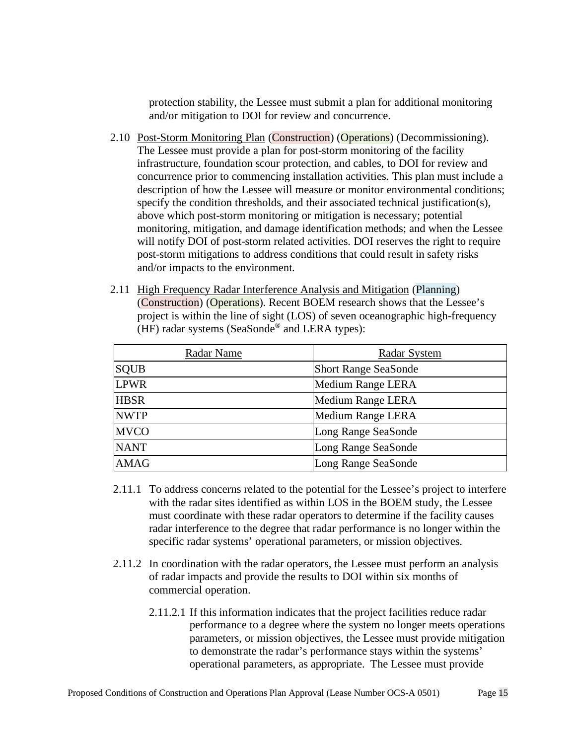protection stability, the Lessee must submit a plan for additional monitoring and/or mitigation to DOI for review and concurrence.

2.10 Post-Storm Monitoring Plan (Construction) (Operations) (Decommissioning). The Lessee must provide a plan for post-storm monitoring of the facility infrastructure, foundation scour protection, and cables, to DOI for review and concurrence prior to commencing installation activities. This plan must include a description of how the Lessee will measure or monitor environmental conditions; specify the condition thresholds, and their associated technical justification(s), above which post-storm monitoring or mitigation is necessary; potential monitoring, mitigation, and damage identification methods; and when the Lessee will notify DOI of post-storm related activities. DOI reserves the right to require post-storm mitigations to address conditions that could result in safety risks and/or impacts to the environment.

2.11 High Frequency Radar Interference Analysis and Mitigation (Planning) (Construction) (Operations). Recent BOEM research shows that the Lessee's project is within the line of sight (LOS) of seven oceanographic high-frequency (HF) radar systems (SeaSonde® and LERA types):

| Radar Name | Radar System |
|---|---|
| SQUB | Short Range SeaSonde |
| LPWR | Medium Range LERA |
| HBSR | Medium Range LERA |
| NWTP | Medium Range LERA |
| MVCO | Long Range SeaSonde |
| NANT | Long Range SeaSonde |
| AMAG | Long Range SeaSonde |

2.11.1 To address concerns related to the potential for the Lessee's project to interfere with the radar sites identified as within LOS in the BOEM study, the Lessee must coordinate with these radar operators to determine if the facility causes radar interference to the degree that radar performance is no longer within the specific radar systems' operational parameters, or mission objectives.

2.11.2 In coordination with the radar operators, the Lessee must perform an analysis of radar impacts and provide the results to DOI within six months of commercial operation.

2.11.2.1 If this information indicates that the project facilities reduce radar performance to a degree where the system no longer meets operations parameters, or mission objectives, the Lessee must provide mitigation to demonstrate the radar's performance stays within the systems' operational parameters, as appropriate. The Lessee must provide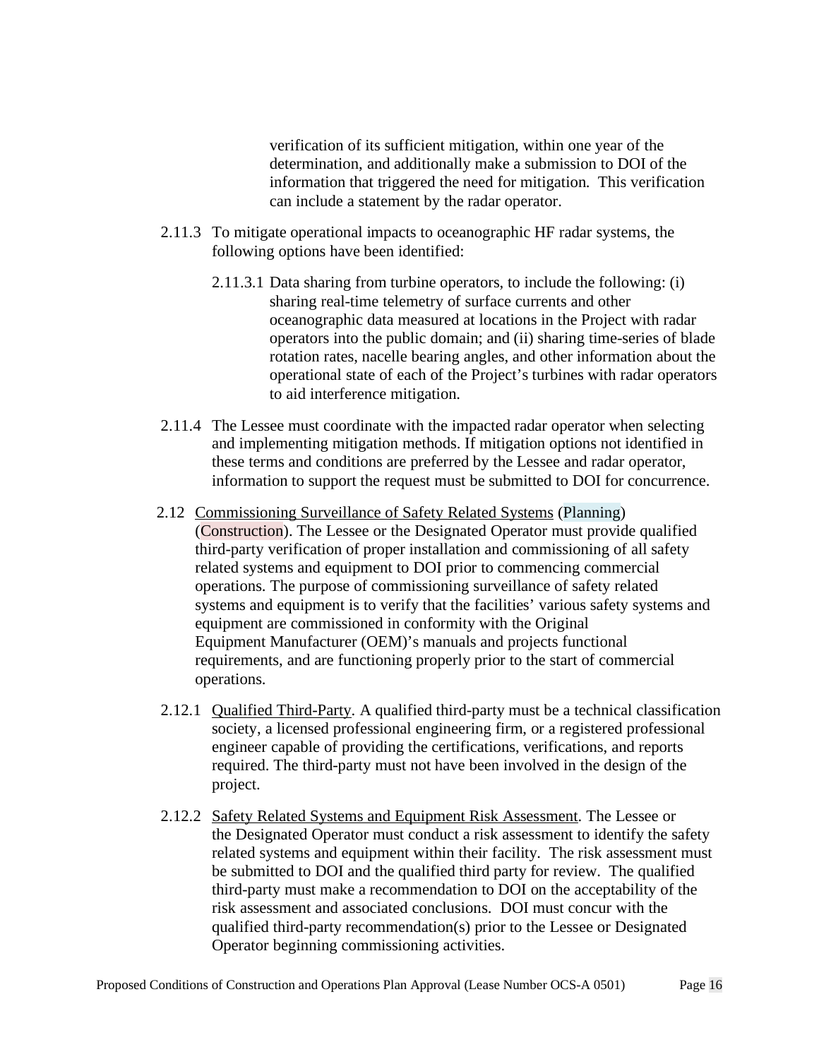verification of its sufficient mitigation, within one year of the determination, and additionally make a submission to DOI of the information that triggered the need for mitigation. This verification can include a statement by the radar operator.

2.11.3 To mitigate operational impacts to oceanographic HF radar systems, the following options have been identified:

2.11.3.1 Data sharing from turbine operators, to include the following: (i) sharing real-time telemetry of surface currents and other oceanographic data measured at locations in the Project with radar operators into the public domain; and (ii) sharing time-series of blade rotation rates, nacelle bearing angles, and other information about the operational state of each of the Project's turbines with radar operators to aid interference mitigation.

2.11.4 The Lessee must coordinate with the impacted radar operator when selecting and implementing mitigation methods. If mitigation options not identified in these terms and conditions are preferred by the Lessee and radar operator, information to support the request must be submitted to DOI for concurrence.

2.12 Commissioning Surveillance of Safety Related Systems (Planning) (Construction). The Lessee or the Designated Operator must provide qualified third-party verification of proper installation and commissioning of all safety related systems and equipment to DOI prior to commencing commercial operations. The purpose of commissioning surveillance of safety related systems and equipment is to verify that the facilities' various safety systems and equipment are commissioned in conformity with the Original Equipment Manufacturer (OEM)'s manuals and projects functional requirements, and are functioning properly prior to the start of commercial operations.

2.12.1 Qualified Third-Party. A qualified third-party must be a technical classification society, a licensed professional engineering firm, or a registered professional engineer capable of providing the certifications, verifications, and reports required. The third-party must not have been involved in the design of the project.

2.12.2 Safety Related Systems and Equipment Risk Assessment. The Lessee or the Designated Operator must conduct a risk assessment to identify the safety related systems and equipment within their facility. The risk assessment must be submitted to DOI and the qualified third party for review. The qualified third-party must make a recommendation to DOI on the acceptability of the risk assessment and associated conclusions. DOI must concur with the qualified third-party recommendation(s) prior to the Lessee or Designated Operator beginning commissioning activities.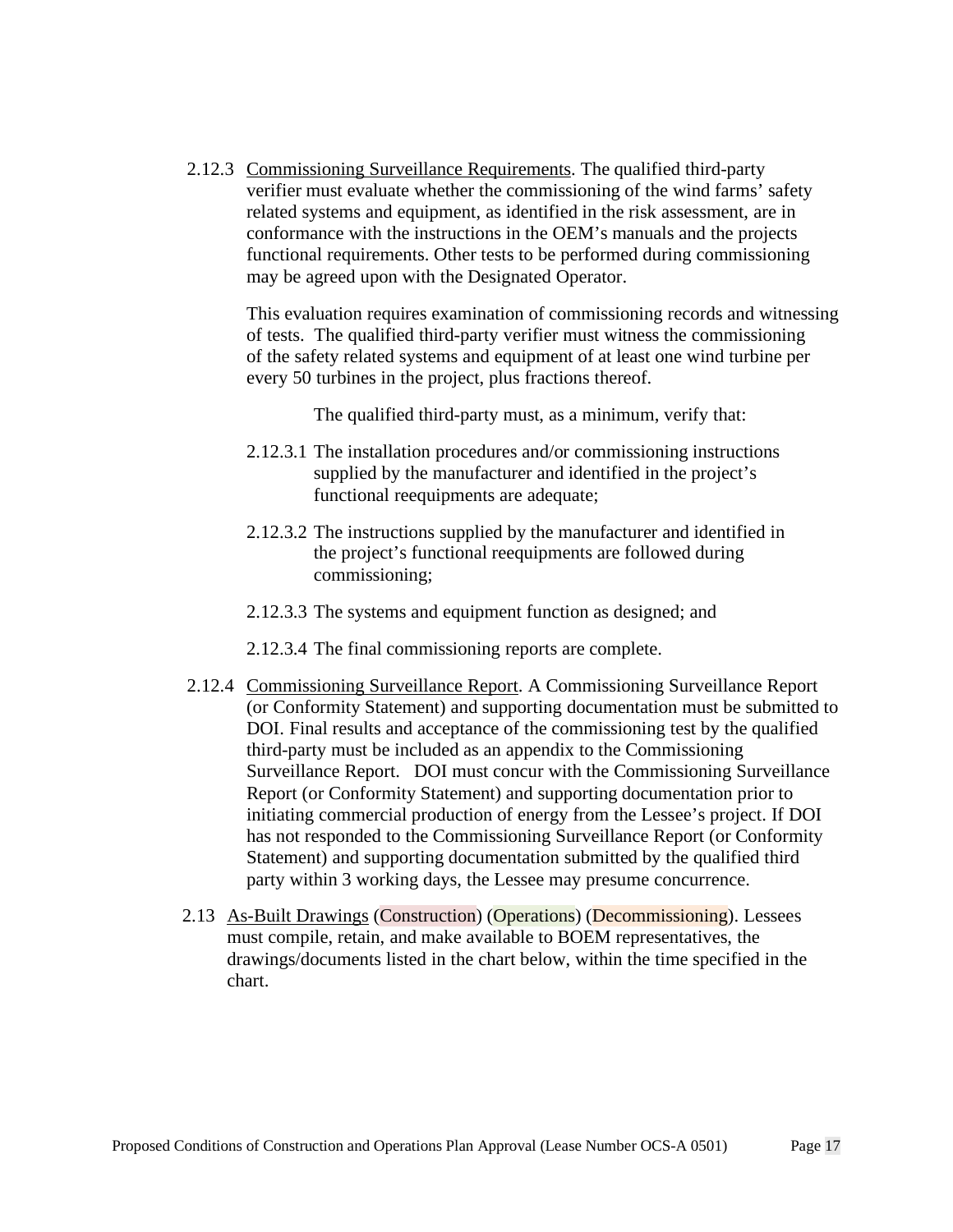2.12.3 Commissioning Surveillance Requirements. The qualified third-party verifier must evaluate whether the commissioning of the wind farms' safety related systems and equipment, as identified in the risk assessment, are in conformance with the instructions in the OEM's manuals and the projects functional requirements. Other tests to be performed during commissioning may be agreed upon with the Designated Operator.

This evaluation requires examination of commissioning records and witnessing of tests. The qualified third-party verifier must witness the commissioning of the safety related systems and equipment of at least one wind turbine per every 50 turbines in the project, plus fractions thereof.

The qualified third-party must, as a minimum, verify that:

2.12.3.1 The installation procedures and/or commissioning instructions supplied by the manufacturer and identified in the project's functional reequipments are adequate;

2.12.3.2 The instructions supplied by the manufacturer and identified in the project's functional reequipments are followed during commissioning;

2.12.3.3 The systems and equipment function as designed; and

2.12.3.4 The final commissioning reports are complete.

2.12.4 Commissioning Surveillance Report. A Commissioning Surveillance Report (or Conformity Statement) and supporting documentation must be submitted to DOI. Final results and acceptance of the commissioning test by the qualified third-party must be included as an appendix to the Commissioning Surveillance Report. DOI must concur with the Commissioning Surveillance Report (or Conformity Statement) and supporting documentation prior to initiating commercial production of energy from the Lessee's project. If DOI has not responded to the Commissioning Surveillance Report (or Conformity Statement) and supporting documentation submitted by the qualified third party within 3 working days, the Lessee may presume concurrence.

2.13 As-Built Drawings (Construction) (Operations) (Decommissioning). Lessees must compile, retain, and make available to BOEM representatives, the drawings/documents listed in the chart below, within the time specified in the chart.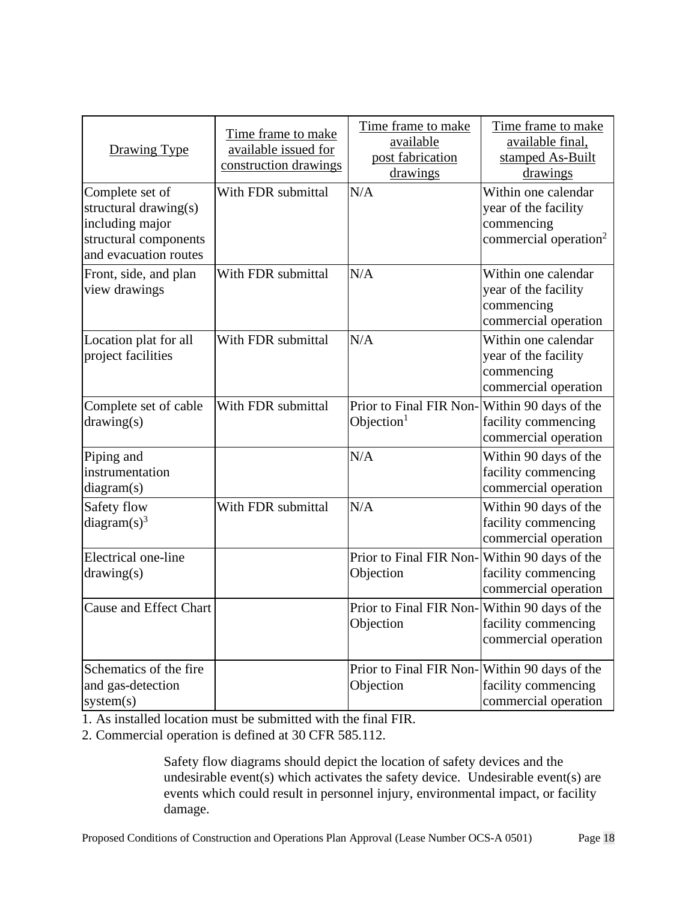| Drawing Type | Time frame to make available issued for construction drawings | Time frame to make available post fabrication drawings | Time frame to make available final, stamped As-Built drawings |
|---|---|---|---|
| Complete set of structural drawing(s) including major structural components and evacuation routes | With FDR submittal | N/A | Within one calendar year of the facility commencing commercial operation[2] |
| Front, side, and plan view drawings | With FDR submittal | N/A | Within one calendar year of the facility commencing commercial operation |
| Location plat for all project facilities | With FDR submittal | N/A | Within one calendar year of the facility commencing commercial operation |
| Complete set of cable drawing(s) | With FDR submittal | Prior to Final FIR Non-Objection[1] | Within 90 days of the facility commencing commercial operation |
| Piping and instrumentation diagram(s) | | N/A | Within 90 days of the facility commencing commercial operation |
| Safety flow diagram(s)[3] | With FDR submittal | N/A | Within 90 days of the facility commencing commercial operation |
| Electrical one-line drawing(s) | | Prior to Final FIR Non-Objection | Within 90 days of the facility commencing commercial operation |
| Cause and Effect Chart | | Prior to Final FIR Non-Objection | Within 90 days of the facility commencing commercial operation |
| Schematics of the fire and gas-detection system(s) | | Prior to Final FIR Non-Objection | Within 90 days of the facility commencing commercial operation |

1. As installed location must be submitted with the final FIR.
2. Commercial operation is defined at 30 CFR 585.112.

Safety flow diagrams should depict the location of safety devices and the undesirable event(s) which activates the safety device. Undesirable event(s) are events which could result in personnel injury, environmental impact, or facility damage.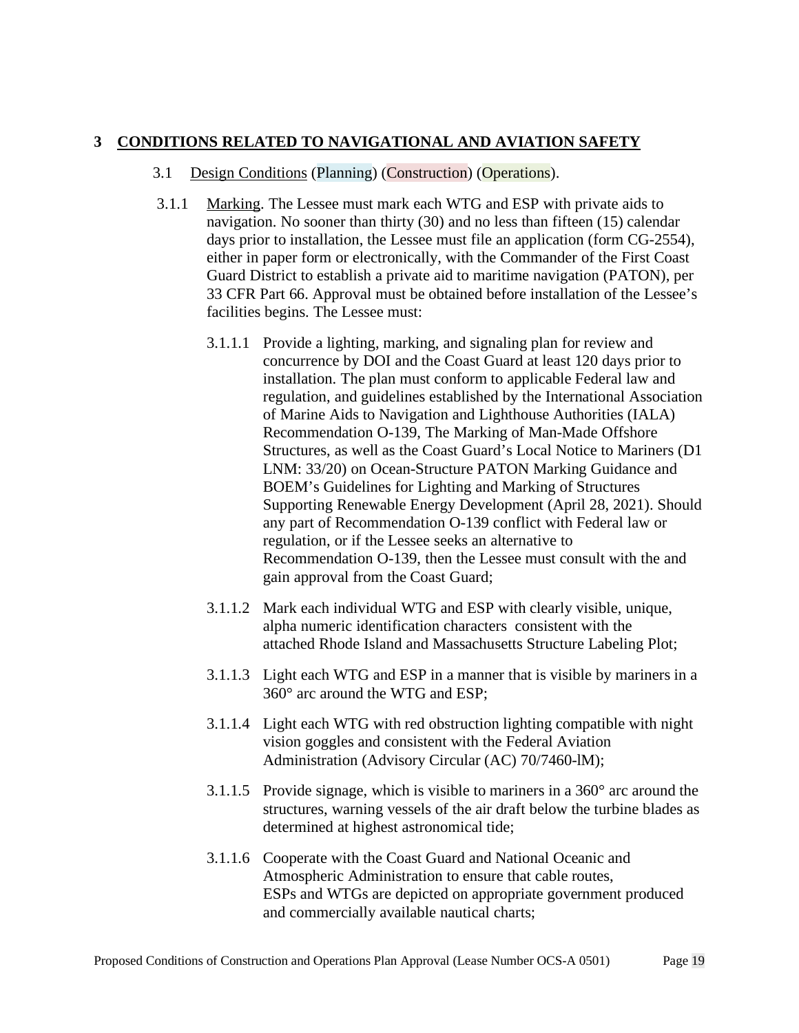# 3 CONDITIONS RELATED TO NAVIGATIONAL AND AVIATION SAFETY

## 3.1 Design Conditions (Planning) (Construction) (Operations).

3.1.1 Marking. The Lessee must mark each WTG and ESP with private aids to navigation. No sooner than thirty (30) and no less than fifteen (15) calendar days prior to installation, the Lessee must file an application (form CG-2554), either in paper form or electronically, with the Commander of the First Coast Guard District to establish a private aid to maritime navigation (PATON), per 33 CFR Part 66. Approval must be obtained before installation of the Lessee's facilities begins. The Lessee must:

3.1.1.1 Provide a lighting, marking, and signaling plan for review and concurrence by DOI and the Coast Guard at least 120 days prior to installation. The plan must conform to applicable Federal law and regulation, and guidelines established by the International Association of Marine Aids to Navigation and Lighthouse Authorities (IALA) Recommendation O-139, The Marking of Man-Made Offshore Structures, as well as the Coast Guard's Local Notice to Mariners (D1 LNM: 33/20) on Ocean-Structure PATON Marking Guidance and BOEM's Guidelines for Lighting and Marking of Structures Supporting Renewable Energy Development (April 28, 2021). Should any part of Recommendation O-139 conflict with Federal law or regulation, or if the Lessee seeks an alternative to Recommendation O-139, then the Lessee must consult with the and gain approval from the Coast Guard;

3.1.1.2 Mark each individual WTG and ESP with clearly visible, unique, alpha numeric identification characters consistent with the attached Rhode Island and Massachusetts Structure Labeling Plot;

3.1.1.3 Light each WTG and ESP in a manner that is visible by mariners in a 360° arc around the WTG and ESP;

3.1.1.4 Light each WTG with red obstruction lighting compatible with night vision goggles and consistent with the Federal Aviation Administration (Advisory Circular (AC) 70/7460-lM);

3.1.1.5 Provide signage, which is visible to mariners in a 360° arc around the structures, warning vessels of the air draft below the turbine blades as determined at highest astronomical tide;

3.1.1.6 Cooperate with the Coast Guard and National Oceanic and Atmospheric Administration to ensure that cable routes, ESPs and WTGs are depicted on appropriate government produced and commercially available nautical charts;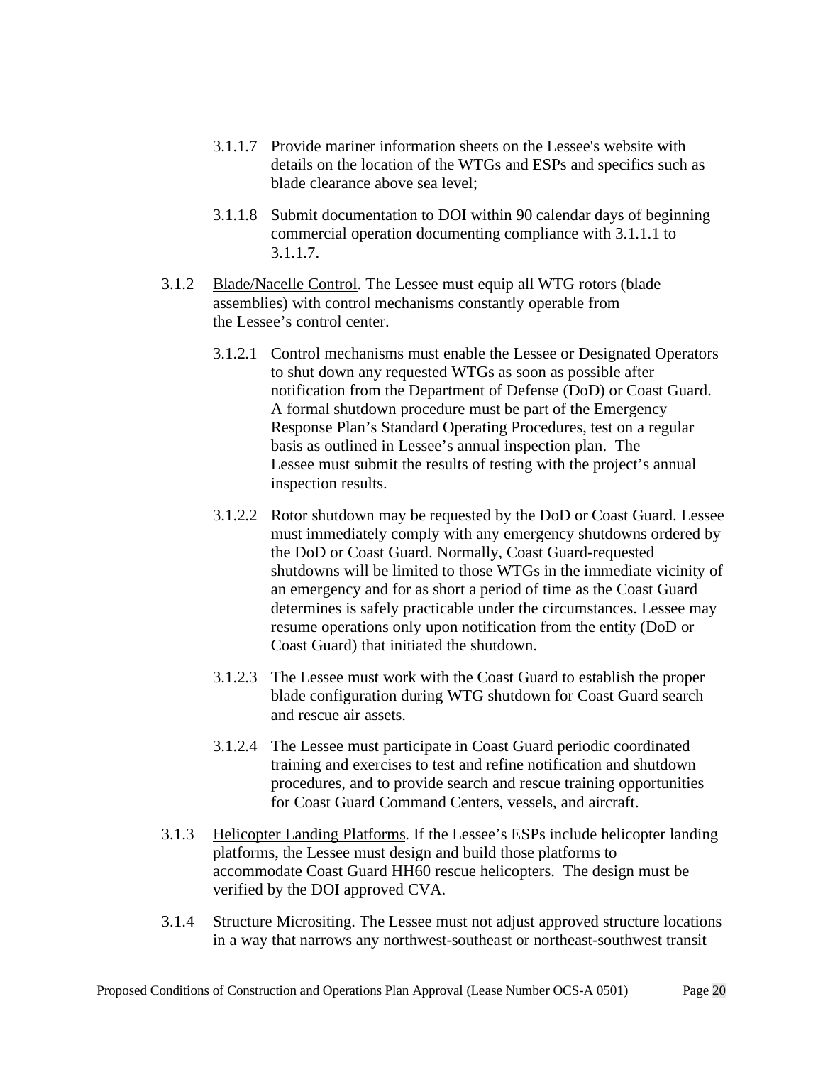3.1.1.7 Provide mariner information sheets on the Lessee's website with details on the location of the WTGs and ESPs and specifics such as blade clearance above sea level;

3.1.1.8 Submit documentation to DOI within 90 calendar days of beginning commercial operation documenting compliance with 3.1.1.1 to 3.1.1.7.

3.1.2 <u>Blade/Nacelle Control</u>. The Lessee must equip all WTG rotors (blade assemblies) with control mechanisms constantly operable from the Lessee's control center.

3.1.2.1 Control mechanisms must enable the Lessee or Designated Operators to shut down any requested WTGs as soon as possible after notification from the Department of Defense (DoD) or Coast Guard. A formal shutdown procedure must be part of the Emergency Response Plan's Standard Operating Procedures, test on a regular basis as outlined in Lessee's annual inspection plan. The Lessee must submit the results of testing with the project's annual inspection results.

3.1.2.2 Rotor shutdown may be requested by the DoD or Coast Guard. Lessee must immediately comply with any emergency shutdowns ordered by the DoD or Coast Guard. Normally, Coast Guard-requested shutdowns will be limited to those WTGs in the immediate vicinity of an emergency and for as short a period of time as the Coast Guard determines is safely practicable under the circumstances. Lessee may resume operations only upon notification from the entity (DoD or Coast Guard) that initiated the shutdown.

3.1.2.3 The Lessee must work with the Coast Guard to establish the proper blade configuration during WTG shutdown for Coast Guard search and rescue air assets.

3.1.2.4 The Lessee must participate in Coast Guard periodic coordinated training and exercises to test and refine notification and shutdown procedures, and to provide search and rescue training opportunities for Coast Guard Command Centers, vessels, and aircraft.

3.1.3 <u>Helicopter Landing Platforms</u>. If the Lessee's ESPs include helicopter landing platforms, the Lessee must design and build those platforms to accommodate Coast Guard HH60 rescue helicopters. The design must be verified by the DOI approved CVA.

3.1.4 <u>Structure Micrositing</u>. The Lessee must not adjust approved structure locations in a way that narrows any northwest-southeast or northeast-southwest transit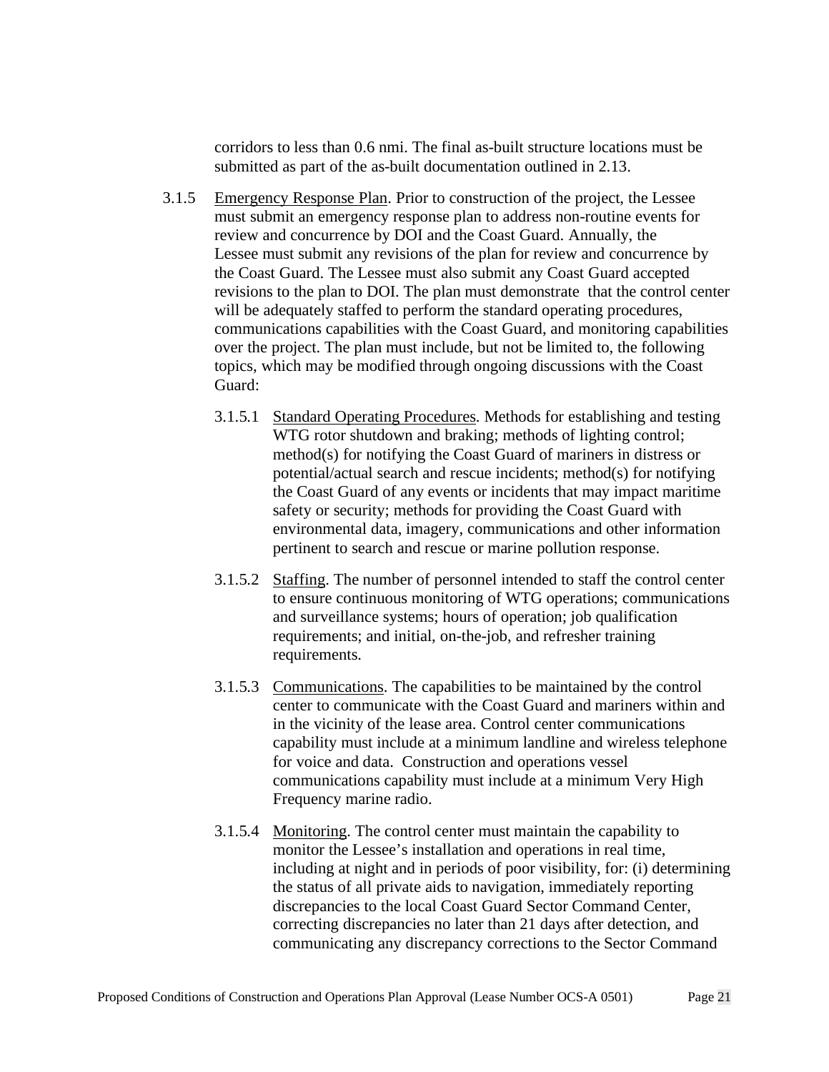corridors to less than 0.6 nmi. The final as-built structure locations must be submitted as part of the as-built documentation outlined in 2.13.

3.1.5 Emergency Response Plan. Prior to construction of the project, the Lessee must submit an emergency response plan to address non-routine events for review and concurrence by DOI and the Coast Guard. Annually, the Lessee must submit any revisions of the plan for review and concurrence by the Coast Guard. The Lessee must also submit any Coast Guard accepted revisions to the plan to DOI. The plan must demonstrate that the control center will be adequately staffed to perform the standard operating procedures, communications capabilities with the Coast Guard, and monitoring capabilities over the project. The plan must include, but not be limited to, the following topics, which may be modified through ongoing discussions with the Coast Guard:

3.1.5.1 Standard Operating Procedures. Methods for establishing and testing WTG rotor shutdown and braking; methods of lighting control; method(s) for notifying the Coast Guard of mariners in distress or potential/actual search and rescue incidents; method(s) for notifying the Coast Guard of any events or incidents that may impact maritime safety or security; methods for providing the Coast Guard with environmental data, imagery, communications and other information pertinent to search and rescue or marine pollution response.

3.1.5.2 Staffing. The number of personnel intended to staff the control center to ensure continuous monitoring of WTG operations; communications and surveillance systems; hours of operation; job qualification requirements; and initial, on-the-job, and refresher training requirements.

3.1.5.3 Communications. The capabilities to be maintained by the control center to communicate with the Coast Guard and mariners within and in the vicinity of the lease area. Control center communications capability must include at a minimum landline and wireless telephone for voice and data. Construction and operations vessel communications capability must include at a minimum Very High Frequency marine radio.

3.1.5.4 Monitoring. The control center must maintain the capability to monitor the Lessee's installation and operations in real time, including at night and in periods of poor visibility, for: (i) determining the status of all private aids to navigation, immediately reporting discrepancies to the local Coast Guard Sector Command Center, correcting discrepancies no later than 21 days after detection, and communicating any discrepancy corrections to the Sector Command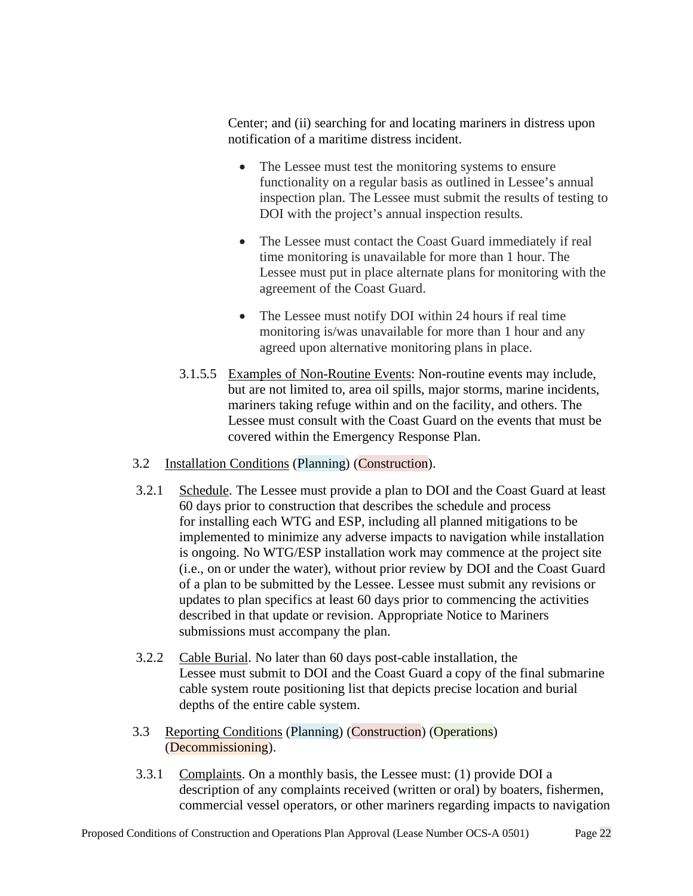Center; and (ii) searching for and locating mariners in distress upon notification of a maritime distress incident.

- The Lessee must test the monitoring systems to ensure functionality on a regular basis as outlined in Lessee's annual inspection plan. The Lessee must submit the results of testing to DOI with the project's annual inspection results.
- The Lessee must contact the Coast Guard immediately if real time monitoring is unavailable for more than 1 hour. The Lessee must put in place alternate plans for monitoring with the agreement of the Coast Guard.
- The Lessee must notify DOI within 24 hours if real time monitoring is/was unavailable for more than 1 hour and any agreed upon alternative monitoring plans in place.

3.1.5.5 Examples of Non-Routine Events: Non-routine events may include, but are not limited to, area oil spills, major storms, marine incidents, mariners taking refuge within and on the facility, and others. The Lessee must consult with the Coast Guard on the events that must be covered within the Emergency Response Plan.

3.2 Installation Conditions (Planning) (Construction).

3.2.1 Schedule. The Lessee must provide a plan to DOI and the Coast Guard at least 60 days prior to construction that describes the schedule and process for installing each WTG and ESP, including all planned mitigations to be implemented to minimize any adverse impacts to navigation while installation is ongoing. No WTG/ESP installation work may commence at the project site (i.e., on or under the water), without prior review by DOI and the Coast Guard of a plan to be submitted by the Lessee. Lessee must submit any revisions or updates to plan specifics at least 60 days prior to commencing the activities described in that update or revision. Appropriate Notice to Mariners submissions must accompany the plan.

3.2.2 Cable Burial. No later than 60 days post-cable installation, the Lessee must submit to DOI and the Coast Guard a copy of the final submarine cable system route positioning list that depicts precise location and burial depths of the entire cable system.

3.3 Reporting Conditions (Planning) (Construction) (Operations) (Decommissioning).

3.3.1 Complaints. On a monthly basis, the Lessee must: (1) provide DOI a description of any complaints received (written or oral) by boaters, fishermen, commercial vessel operators, or other mariners regarding impacts to navigation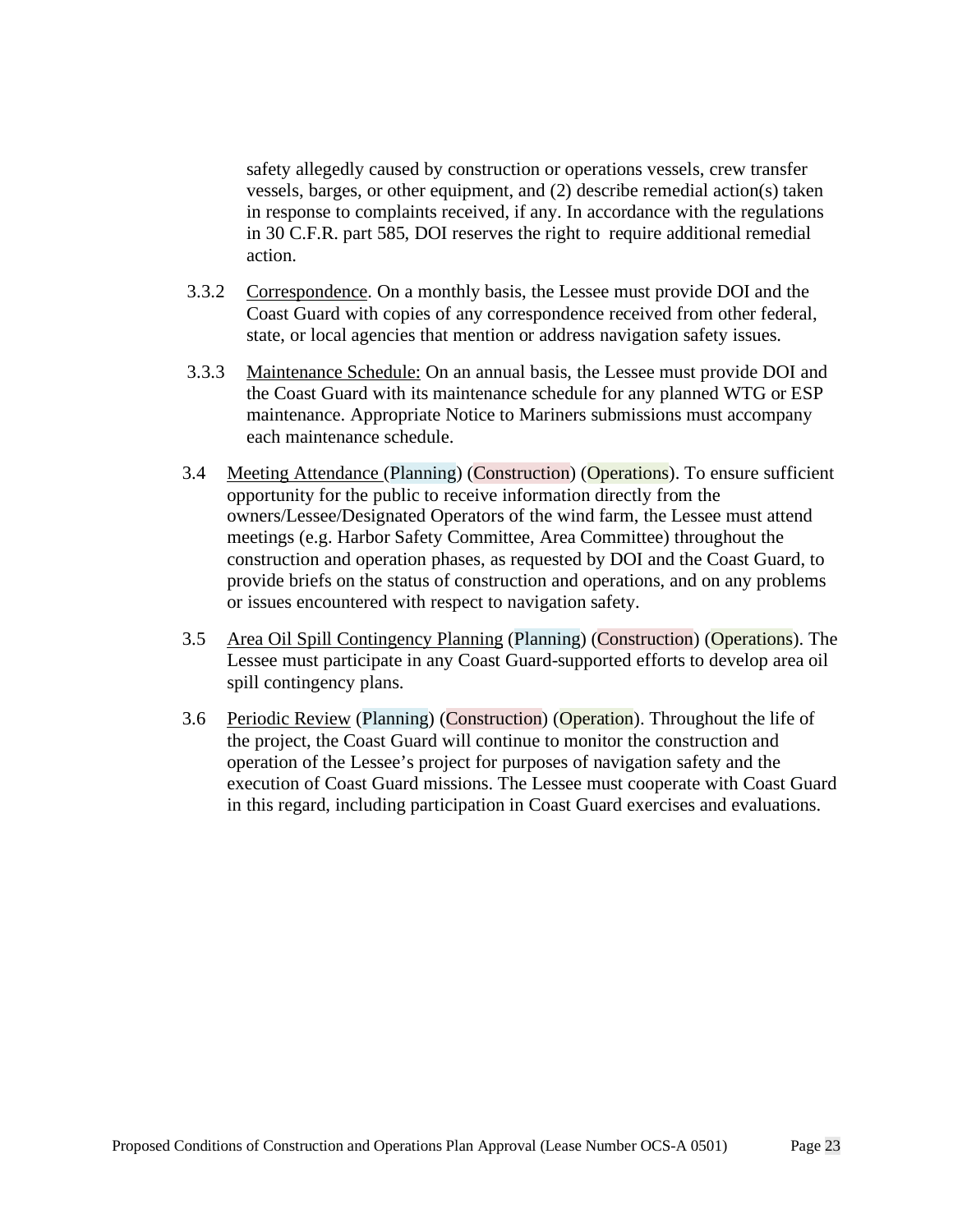safety allegedly caused by construction or operations vessels, crew transfer vessels, barges, or other equipment, and (2) describe remedial action(s) taken in response to complaints received, if any. In accordance with the regulations in 30 C.F.R. part 585, DOI reserves the right to require additional remedial action.

3.3.2 Correspondence. On a monthly basis, the Lessee must provide DOI and the Coast Guard with copies of any correspondence received from other federal, state, or local agencies that mention or address navigation safety issues.

3.3.3 Maintenance Schedule: On an annual basis, the Lessee must provide DOI and the Coast Guard with its maintenance schedule for any planned WTG or ESP maintenance. Appropriate Notice to Mariners submissions must accompany each maintenance schedule.

3.4 Meeting Attendance (Planning) (Construction) (Operations). To ensure sufficient opportunity for the public to receive information directly from the owners/Lessee/Designated Operators of the wind farm, the Lessee must attend meetings (e.g. Harbor Safety Committee, Area Committee) throughout the construction and operation phases, as requested by DOI and the Coast Guard, to provide briefs on the status of construction and operations, and on any problems or issues encountered with respect to navigation safety.

3.5 Area Oil Spill Contingency Planning (Planning) (Construction) (Operations). The Lessee must participate in any Coast Guard-supported efforts to develop area oil spill contingency plans.

3.6 Periodic Review (Planning) (Construction) (Operation). Throughout the life of the project, the Coast Guard will continue to monitor the construction and operation of the Lessee's project for purposes of navigation safety and the execution of Coast Guard missions. The Lessee must cooperate with Coast Guard in this regard, including participation in Coast Guard exercises and evaluations.